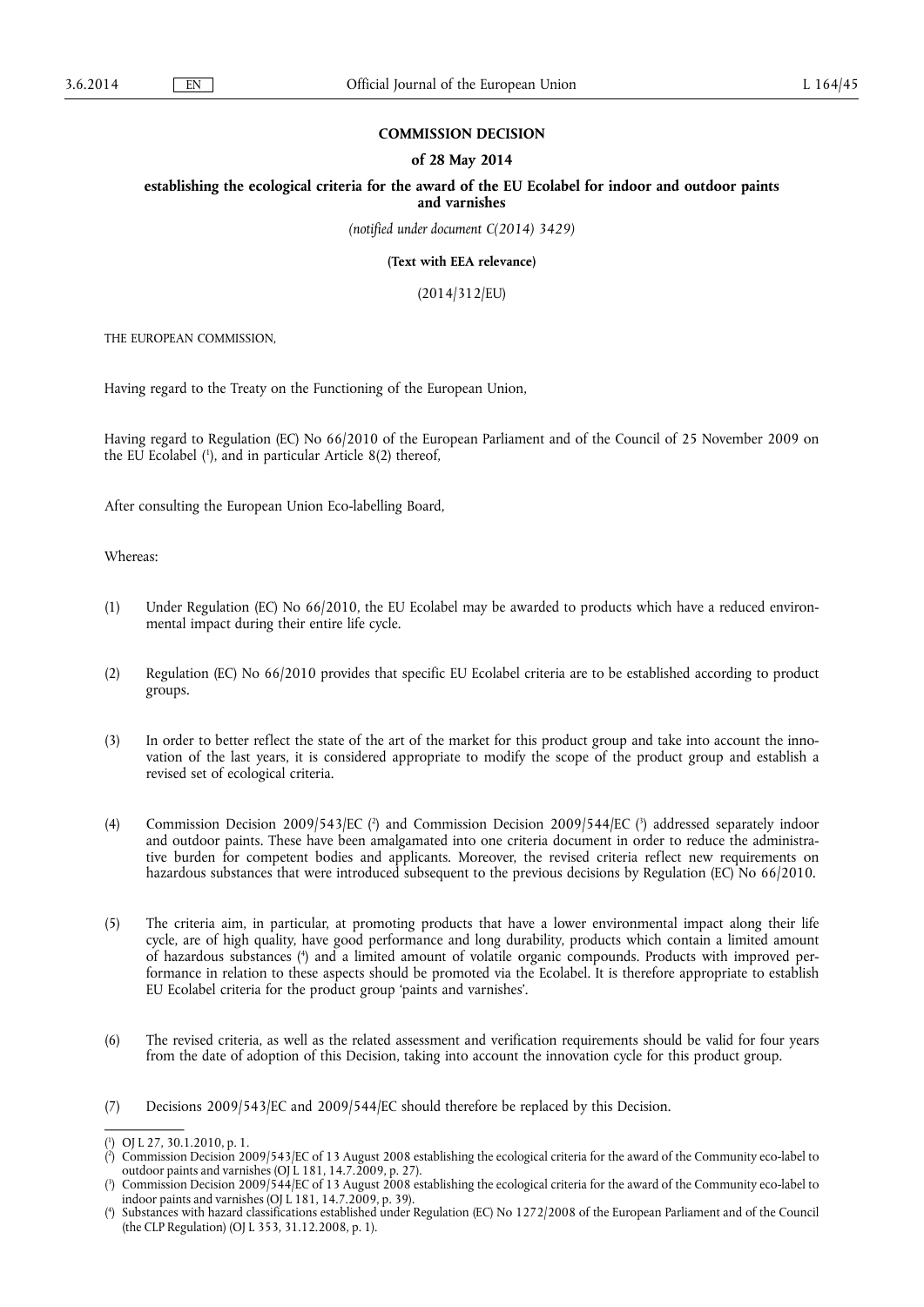**COMMISSION DECISION**

**of 28 May 2014**

**establishing the ecological criteria for the award of the EU Ecolabel for indoor and outdoor paints and varnishes**

*(notified under document C(2014) 3429)*

**(Text with EEA relevance)**

(2014/312/EU)

THE EUROPEAN COMMISSION,

Having regard to the Treaty on the Functioning of the European Union,

Having regard to Regulation (EC) No 66/2010 of the European Parliament and of the Council of 25 November 2009 on the EU Ecolabel [1], and in particular Article 8(2) thereof,

After consulting the European Union Eco-labelling Board,

Whereas:

(1) Under Regulation (EC) No 66/2010, the EU Ecolabel may be awarded to products which have a reduced environmental impact during their entire life cycle.

(2) Regulation (EC) No 66/2010 provides that specific EU Ecolabel criteria are to be established according to product groups.

(3) In order to better reflect the state of the art of the market for this product group and take into account the innovation of the last years, it is considered appropriate to modify the scope of the product group and establish a revised set of ecological criteria.

(4) Commission Decision 2009/543/EC [2] and Commission Decision 2009/544/EC [3] addressed separately indoor and outdoor paints. These have been amalgamated into one criteria document in order to reduce the administrative burden for competent bodies and applicants. Moreover, the revised criteria reflect new requirements on hazardous substances that were introduced subsequent to the previous decisions by Regulation (EC) No 66/2010.

(5) The criteria aim, in particular, at promoting products that have a lower environmental impact along their life cycle, are of high quality, have good performance and long durability, products which contain a limited amount of hazardous substances [4] and a limited amount of volatile organic compounds. Products with improved performance in relation to these aspects should be promoted via the Ecolabel. It is therefore appropriate to establish EU Ecolabel criteria for the product group 'paints and varnishes'.

(6) The revised criteria, as well as the related assessment and verification requirements should be valid for four years from the date of adoption of this Decision, taking into account the innovation cycle for this product group.

(7) Decisions 2009/543/EC and 2009/544/EC should therefore be replaced by this Decision.

---

[1] OJ L 27, 30.1.2010, p. 1.

[2] Commission Decision 2009/543/EC of 13 August 2008 establishing the ecological criteria for the award of the Community eco-label to outdoor paints and varnishes (OJ L 181, 14.7.2009, p. 27).

[3] Commission Decision 2009/544/EC of 13 August 2008 establishing the ecological criteria for the award of the Community eco-label to indoor paints and varnishes (OJ L 181, 14.7.2009, p. 39).

[4] Substances with hazard classifications established under Regulation (EC) No 1272/2008 of the European Parliament and of the Council (the CLP Regulation) (OJ L 353, 31.12.2008, p. 1).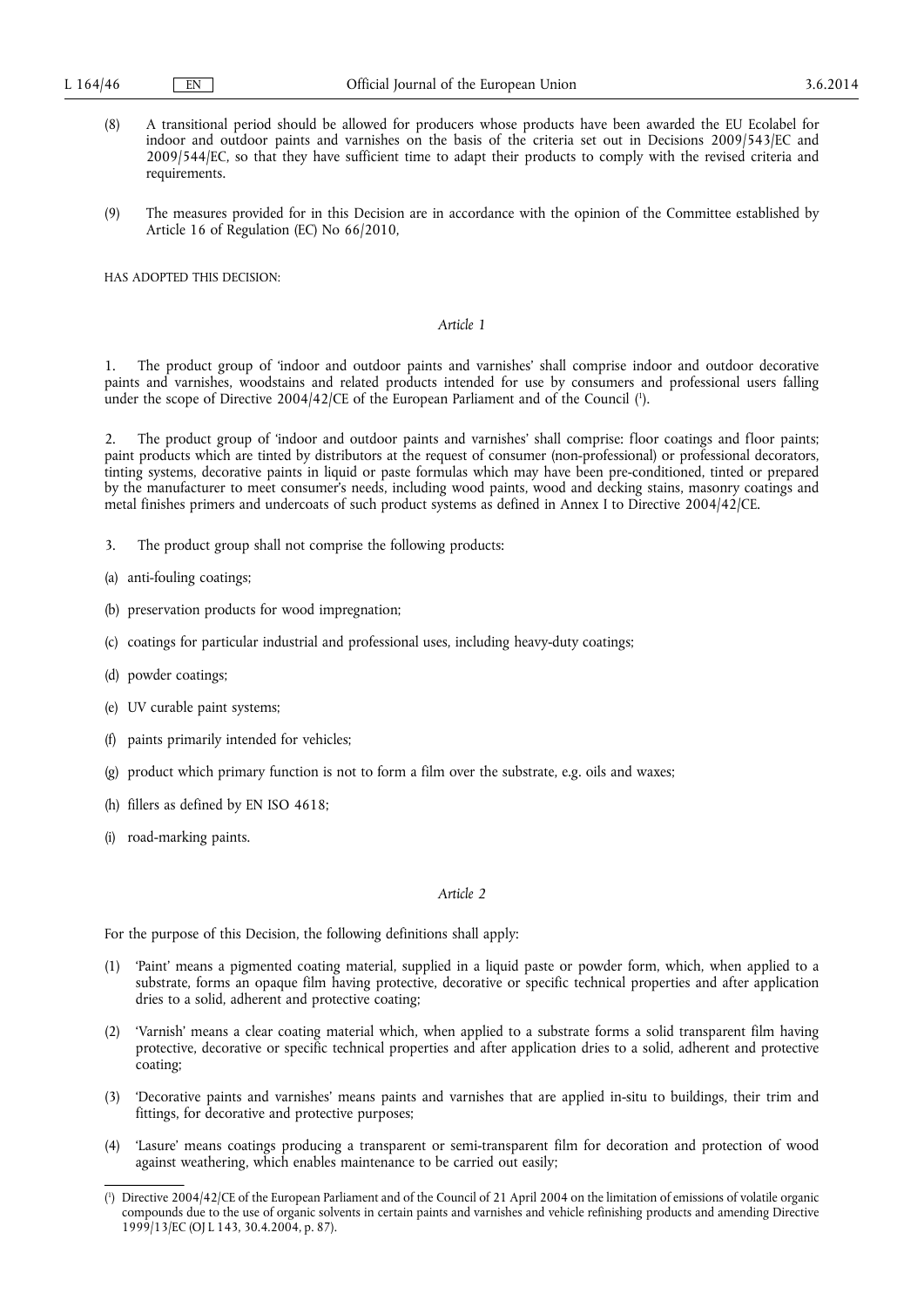(8) A transitional period should be allowed for producers whose products have been awarded the EU Ecolabel for indoor and outdoor paints and varnishes on the basis of the criteria set out in Decisions 2009/543/EC and 2009/544/EC, so that they have sufficient time to adapt their products to comply with the revised criteria and requirements.

(9) The measures provided for in this Decision are in accordance with the opinion of the Committee established by Article 16 of Regulation (EC) No 66/2010,

HAS ADOPTED THIS DECISION:

*Article 1*

1. The product group of 'indoor and outdoor paints and varnishes' shall comprise indoor and outdoor decorative paints and varnishes, woodstains and related products intended for use by consumers and professional users falling under the scope of Directive 2004/42/CE of the European Parliament and of the Council [1].

2. The product group of 'indoor and outdoor paints and varnishes' shall comprise: floor coatings and floor paints; paint products which are tinted by distributors at the request of consumer (non-professional) or professional decorators, tinting systems, decorative paints in liquid or paste formulas which may have been pre-conditioned, tinted or prepared by the manufacturer to meet consumer's needs, including wood paints, wood and decking stains, masonry coatings and metal finishes primers and undercoats of such product systems as defined in Annex I to Directive 2004/42/CE.

3. The product group shall not comprise the following products:

(a) anti-fouling coatings;

(b) preservation products for wood impregnation;

(c) coatings for particular industrial and professional uses, including heavy-duty coatings;

(d) powder coatings;

(e) UV curable paint systems;

(f) paints primarily intended for vehicles;

(g) product which primary function is not to form a film over the substrate, e.g. oils and waxes;

(h) fillers as defined by EN ISO 4618;

(i) road-marking paints.

*Article 2*

For the purpose of this Decision, the following definitions shall apply:

(1) 'Paint' means a pigmented coating material, supplied in a liquid paste or powder form, which, when applied to a substrate, forms an opaque film having protective, decorative or specific technical properties and after application dries to a solid, adherent and protective coating;

(2) 'Varnish' means a clear coating material which, when applied to a substrate forms a solid transparent film having protective, decorative or specific technical properties and after application dries to a solid, adherent and protective coating;

(3) 'Decorative paints and varnishes' means paints and varnishes that are applied in-situ to buildings, their trim and fittings, for decorative and protective purposes;

(4) 'Lasure' means coatings producing a transparent or semi-transparent film for decoration and protection of wood against weathering, which enables maintenance to be carried out easily;

[1] Directive 2004/42/CE of the European Parliament and of the Council of 21 April 2004 on the limitation of emissions of volatile organic compounds due to the use of organic solvents in certain paints and varnishes and vehicle refinishing products and amending Directive 1999/13/EC (OJ L 143, 30.4.2004, p. 87).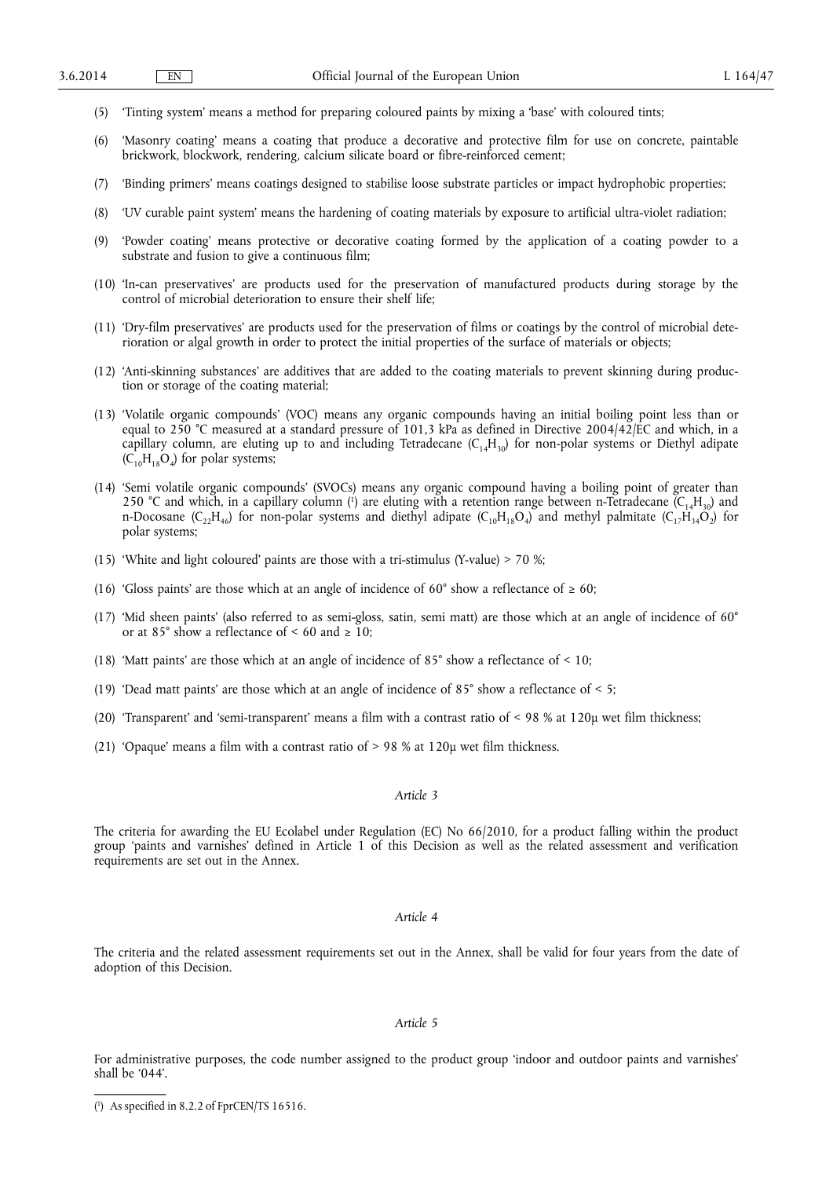(5) 'Tinting system' means a method for preparing coloured paints by mixing a 'base' with coloured tints;

(6) 'Masonry coating' means a coating that produce a decorative and protective film for use on concrete, paintable brickwork, blockwork, rendering, calcium silicate board or fibre-reinforced cement;

(7) 'Binding primers' means coatings designed to stabilise loose substrate particles or impact hydrophobic properties;

(8) 'UV curable paint system' means the hardening of coating materials by exposure to artificial ultra-violet radiation;

(9) 'Powder coating' means protective or decorative coating formed by the application of a coating powder to a substrate and fusion to give a continuous film;

(10) 'In-can preservatives' are products used for the preservation of manufactured products during storage by the control of microbial deterioration to ensure their shelf life;

(11) 'Dry-film preservatives' are products used for the preservation of films or coatings by the control of microbial deterioration or algal growth in order to protect the initial properties of the surface of materials or objects;

(12) 'Anti-skinning substances' are additives that are added to the coating materials to prevent skinning during production or storage of the coating material;

(13) 'Volatile organic compounds' (VOC) means any organic compounds having an initial boiling point less than or equal to 250 °C measured at a standard pressure of 101,3 kPa as defined in Directive 2004/42/EC and which, in a capillary column, are eluting up to and including Tetradecane ($C_{14}H_{30}$) for non-polar systems or Diethyl adipate ($C_{10}H_{18}O_4$) for polar systems;

(14) 'Semi volatile organic compounds' (SVOCs) means any organic compound having a boiling point of greater than 250 °C and which, in a capillary column [1] are eluting with a retention range between n-Tetradecane ($C_{14}H_{30}$) and n-Docosane ($C_{22}H_{46}$) for non-polar systems and diethyl adipate ($C_{10}H_{18}O_4$) and methyl palmitate ($C_{17}H_{34}O_2$) for polar systems;

(15) 'White and light coloured' paints are those with a tri-stimulus (Y-value) > 70 %;

(16) 'Gloss paints' are those which at an angle of incidence of 60° show a reflectance of ≥ 60;

(17) 'Mid sheen paints' (also referred to as semi-gloss, satin, semi matt) are those which at an angle of incidence of 60° or at 85° show a reflectance of < 60 and ≥ 10;

(18) 'Matt paints' are those which at an angle of incidence of 85° show a reflectance of < 10;

(19) 'Dead matt paints' are those which at an angle of incidence of 85° show a reflectance of < 5;

(20) 'Transparent' and 'semi-transparent' means a film with a contrast ratio of < 98 % at 120μ wet film thickness;

(21) 'Opaque' means a film with a contrast ratio of > 98 % at 120μ wet film thickness.

*Article 3*

The criteria for awarding the EU Ecolabel under Regulation (EC) No 66/2010, for a product falling within the product group 'paints and varnishes' defined in Article 1 of this Decision as well as the related assessment and verification requirements are set out in the Annex.

*Article 4*

The criteria and the related assessment requirements set out in the Annex, shall be valid for four years from the date of adoption of this Decision.

*Article 5*

For administrative purposes, the code number assigned to the product group 'indoor and outdoor paints and varnishes' shall be '044'.

---

[1] As specified in 8.2.2 of FprCEN/TS 16516.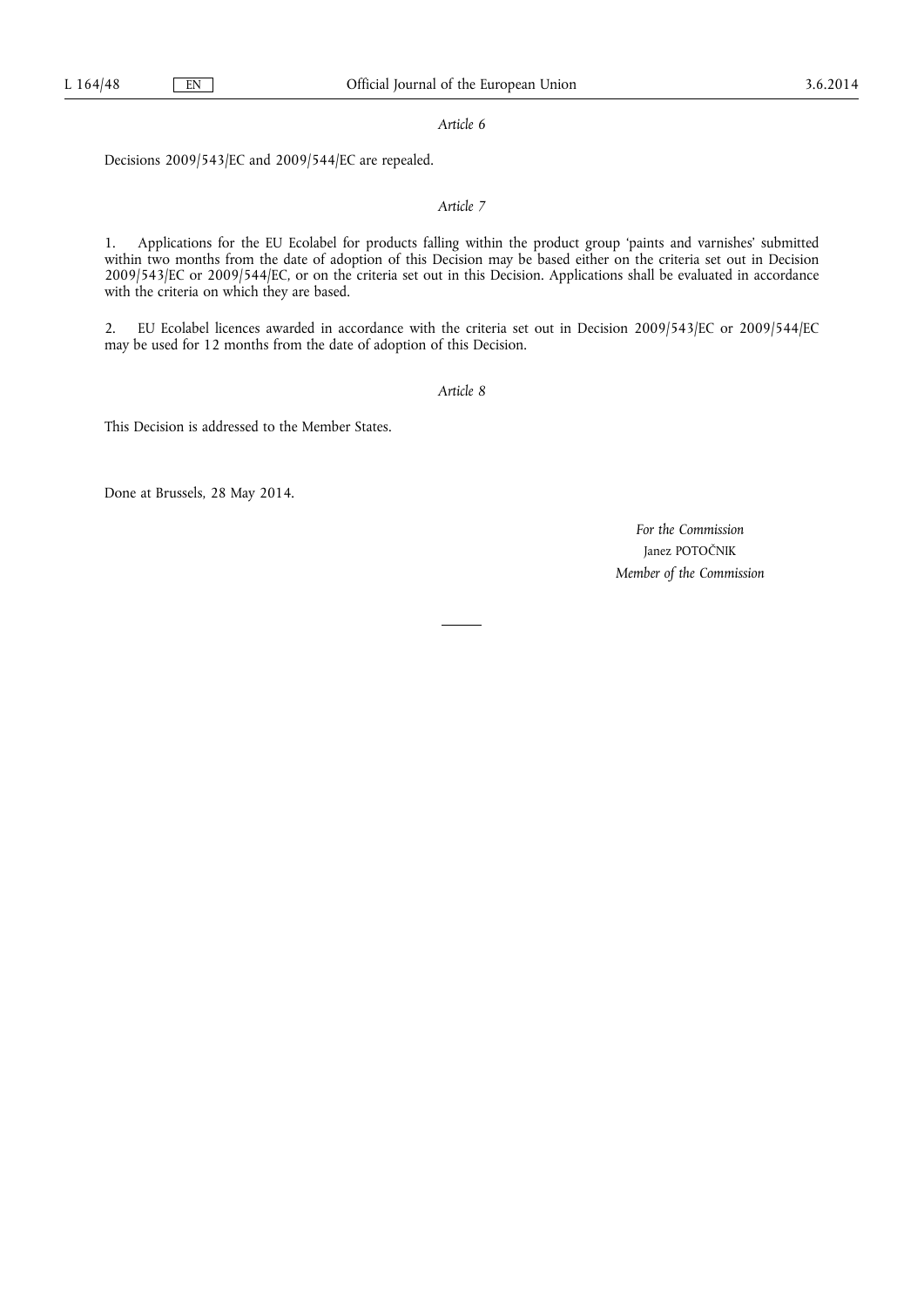*Article 6*

Decisions 2009/543/EC and 2009/544/EC are repealed.

*Article 7*

1. Applications for the EU Ecolabel for products falling within the product group 'paints and varnishes' submitted within two months from the date of adoption of this Decision may be based either on the criteria set out in Decision 2009/543/EC or 2009/544/EC, or on the criteria set out in this Decision. Applications shall be evaluated in accordance with the criteria on which they are based.

2. EU Ecolabel licences awarded in accordance with the criteria set out in Decision 2009/543/EC or 2009/544/EC may be used for 12 months from the date of adoption of this Decision.

*Article 8*

This Decision is addressed to the Member States.

Done at Brussels, 28 May 2014.

*For the Commission*

Janez POTOČNIK

*Member of the Commission*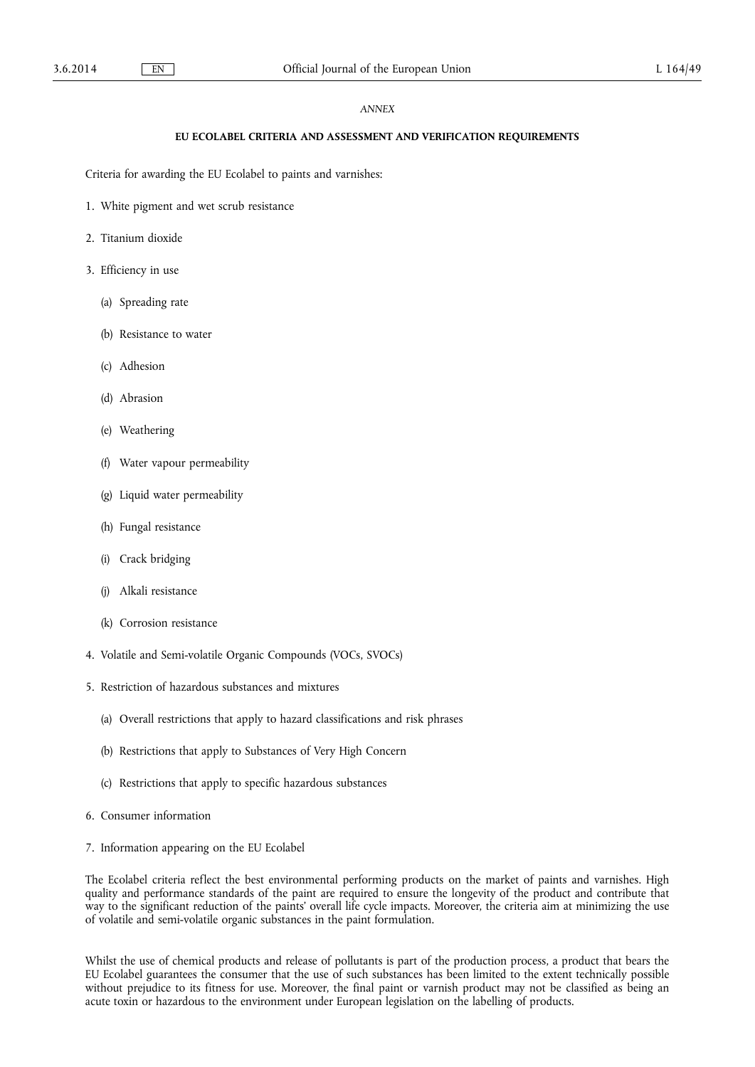*ANNEX*

**EU ECOLABEL CRITERIA AND ASSESSMENT AND VERIFICATION REQUIREMENTS**

Criteria for awarding the EU Ecolabel to paints and varnishes:

1. White pigment and wet scrub resistance

2. Titanium dioxide

3. Efficiency in use

   (a) Spreading rate

   (b) Resistance to water

   (c) Adhesion

   (d) Abrasion

   (e) Weathering

   (f) Water vapour permeability

   (g) Liquid water permeability

   (h) Fungal resistance

   (i) Crack bridging

   (j) Alkali resistance

   (k) Corrosion resistance

4. Volatile and Semi-volatile Organic Compounds (VOCs, SVOCs)

5. Restriction of hazardous substances and mixtures

   (a) Overall restrictions that apply to hazard classifications and risk phrases

   (b) Restrictions that apply to Substances of Very High Concern

   (c) Restrictions that apply to specific hazardous substances

6. Consumer information

7. Information appearing on the EU Ecolabel

The Ecolabel criteria reflect the best environmental performing products on the market of paints and varnishes. High quality and performance standards of the paint are required to ensure the longevity of the product and contribute that way to the significant reduction of the paints' overall life cycle impacts. Moreover, the criteria aim at minimizing the use of volatile and semi-volatile organic substances in the paint formulation.

Whilst the use of chemical products and release of pollutants is part of the production process, a product that bears the EU Ecolabel guarantees the consumer that the use of such substances has been limited to the extent technically possible without prejudice to its fitness for use. Moreover, the final paint or varnish product may not be classified as being an acute toxin or hazardous to the environment under European legislation on the labelling of products.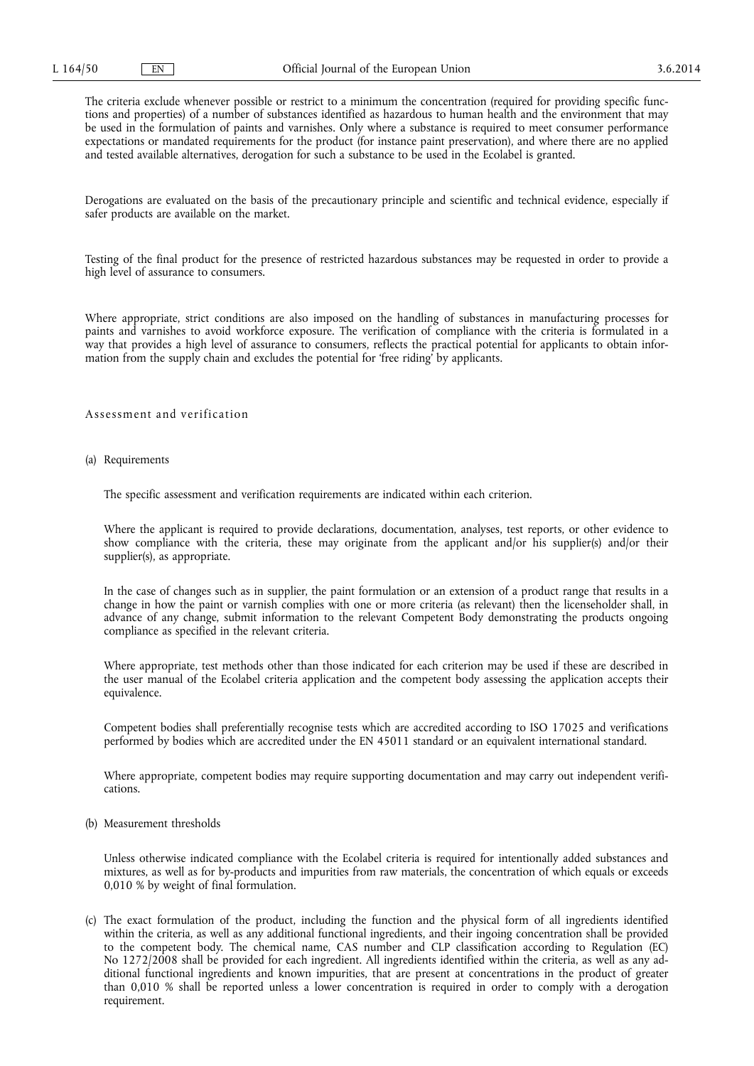The criteria exclude whenever possible or restrict to a minimum the concentration (required for providing specific functions and properties) of a number of substances identified as hazardous to human health and the environment that may be used in the formulation of paints and varnishes. Only where a substance is required to meet consumer performance expectations or mandated requirements for the product (for instance paint preservation), and where there are no applied and tested available alternatives, derogation for such a substance to be used in the Ecolabel is granted.

Derogations are evaluated on the basis of the precautionary principle and scientific and technical evidence, especially if safer products are available on the market.

Testing of the final product for the presence of restricted hazardous substances may be requested in order to provide a high level of assurance to consumers.

Where appropriate, strict conditions are also imposed on the handling of substances in manufacturing processes for paints and varnishes to avoid workforce exposure. The verification of compliance with the criteria is formulated in a way that provides a high level of assurance to consumers, reflects the practical potential for applicants to obtain information from the supply chain and excludes the potential for 'free riding' by applicants.

Assessment and verification

(a) Requirements

The specific assessment and verification requirements are indicated within each criterion.

Where the applicant is required to provide declarations, documentation, analyses, test reports, or other evidence to show compliance with the criteria, these may originate from the applicant and/or his supplier(s) and/or their supplier(s), as appropriate.

In the case of changes such as in supplier, the paint formulation or an extension of a product range that results in a change in how the paint or varnish complies with one or more criteria (as relevant) then the licenseholder shall, in advance of any change, submit information to the relevant Competent Body demonstrating the products ongoing compliance as specified in the relevant criteria.

Where appropriate, test methods other than those indicated for each criterion may be used if these are described in the user manual of the Ecolabel criteria application and the competent body assessing the application accepts their equivalence.

Competent bodies shall preferentially recognise tests which are accredited according to ISO 17025 and verifications performed by bodies which are accredited under the EN 45011 standard or an equivalent international standard.

Where appropriate, competent bodies may require supporting documentation and may carry out independent verifications.

(b) Measurement thresholds

Unless otherwise indicated compliance with the Ecolabel criteria is required for intentionally added substances and mixtures, as well as for by-products and impurities from raw materials, the concentration of which equals or exceeds 0,010 % by weight of final formulation.

(c) The exact formulation of the product, including the function and the physical form of all ingredients identified within the criteria, as well as any additional functional ingredients, and their ingoing concentration shall be provided to the competent body. The chemical name, CAS number and CLP classification according to Regulation (EC) No 1272/2008 shall be provided for each ingredient. All ingredients identified within the criteria, as well as any additional functional ingredients and known impurities, that are present at concentrations in the product of greater than 0,010 % shall be reported unless a lower concentration is required in order to comply with a derogation requirement.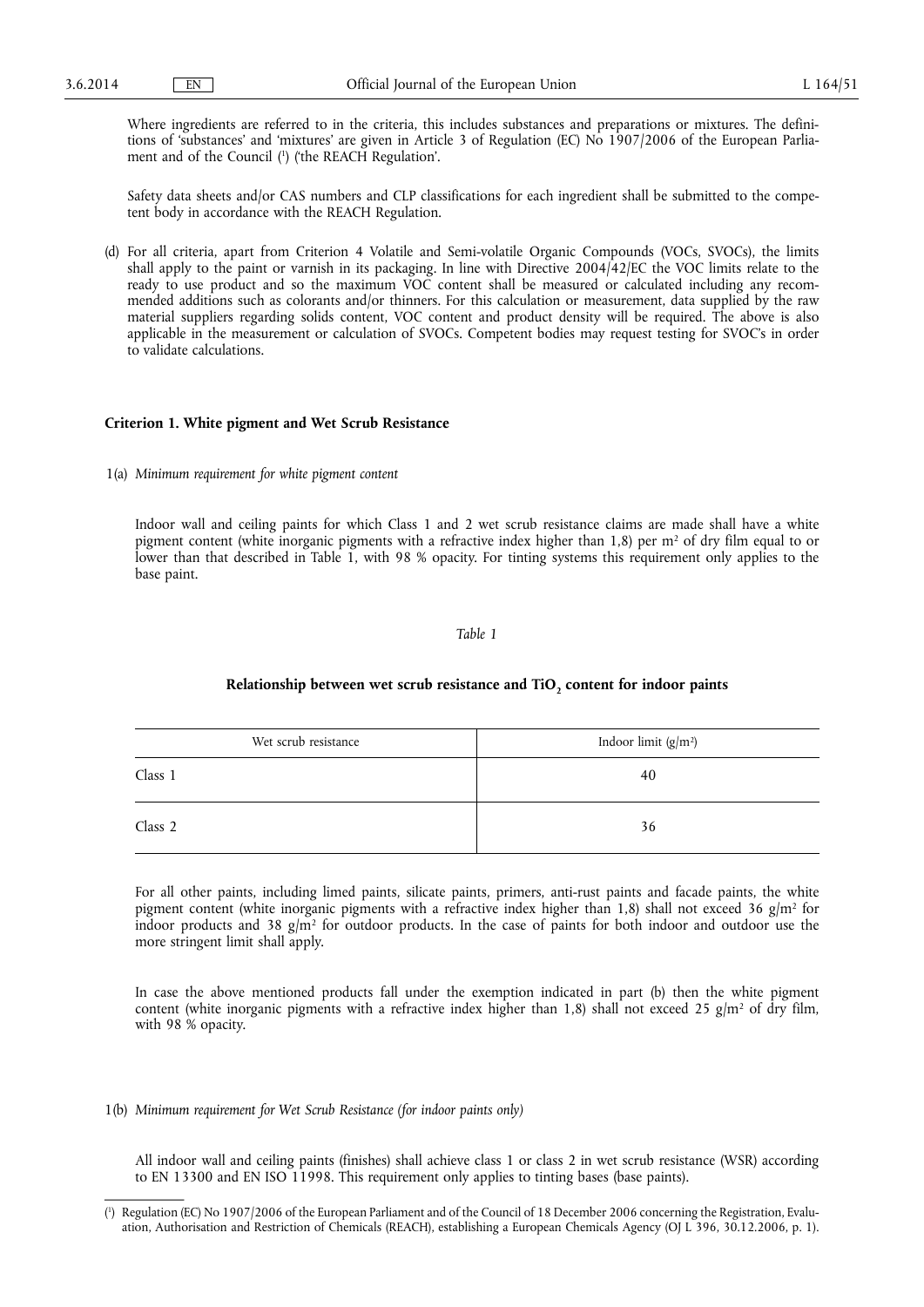Where ingredients are referred to in the criteria, this includes substances and preparations or mixtures. The definitions of 'substances' and 'mixtures' are given in Article 3 of Regulation (EC) No 1907/2006 of the European Parliament and of the Council [1] ('the REACH Regulation'.

Safety data sheets and/or CAS numbers and CLP classifications for each ingredient shall be submitted to the competent body in accordance with the REACH Regulation.

(d) For all criteria, apart from Criterion 4 Volatile and Semi-volatile Organic Compounds (VOCs, SVOCs), the limits shall apply to the paint or varnish in its packaging. In line with Directive 2004/42/EC the VOC limits relate to the ready to use product and so the maximum VOC content shall be measured or calculated including any recommended additions such as colorants and/or thinners. For this calculation or measurement, data supplied by the raw material suppliers regarding solids content, VOC content and product density will be required. The above is also applicable in the measurement or calculation of SVOCs. Competent bodies may request testing for SVOC's in order to validate calculations.

**Criterion 1. White pigment and Wet Scrub Resistance**

1(a) *Minimum requirement for white pigment content*

Indoor wall and ceiling paints for which Class 1 and 2 wet scrub resistance claims are made shall have a white pigment content (white inorganic pigments with a refractive index higher than 1,8) per $m^2$ of dry film equal to or lower than that described in Table 1, with 98 % opacity. For tinting systems this requirement only applies to the base paint.

*Table 1*

**Relationship between wet scrub resistance and $TiO_2$ content for indoor paints**

| Wet scrub resistance | Indoor limit ($g/m^2$) |
| --- | --- |
| Class 1 | 40 |
| Class 2 | 36 |

For all other paints, including limed paints, silicate paints, primers, anti-rust paints and facade paints, the white pigment content (white inorganic pigments with a refractive index higher than 1,8) shall not exceed 36 $g/m^2$ for indoor products and 38 $g/m^2$ for outdoor products. In the case of paints for both indoor and outdoor use the more stringent limit shall apply.

In case the above mentioned products fall under the exemption indicated in part (b) then the white pigment content (white inorganic pigments with a refractive index higher than 1,8) shall not exceed 25 $g/m^2$ of dry film, with 98 % opacity.

1(b) *Minimum requirement for Wet Scrub Resistance (for indoor paints only)*

All indoor wall and ceiling paints (finishes) shall achieve class 1 or class 2 in wet scrub resistance (WSR) according to EN 13300 and EN ISO 11998. This requirement only applies to tinting bases (base paints).

[1] Regulation (EC) No 1907/2006 of the European Parliament and of the Council of 18 December 2006 concerning the Registration, Evaluation, Authorisation and Restriction of Chemicals (REACH), establishing a European Chemicals Agency (OJ L 396, 30.12.2006, p. 1).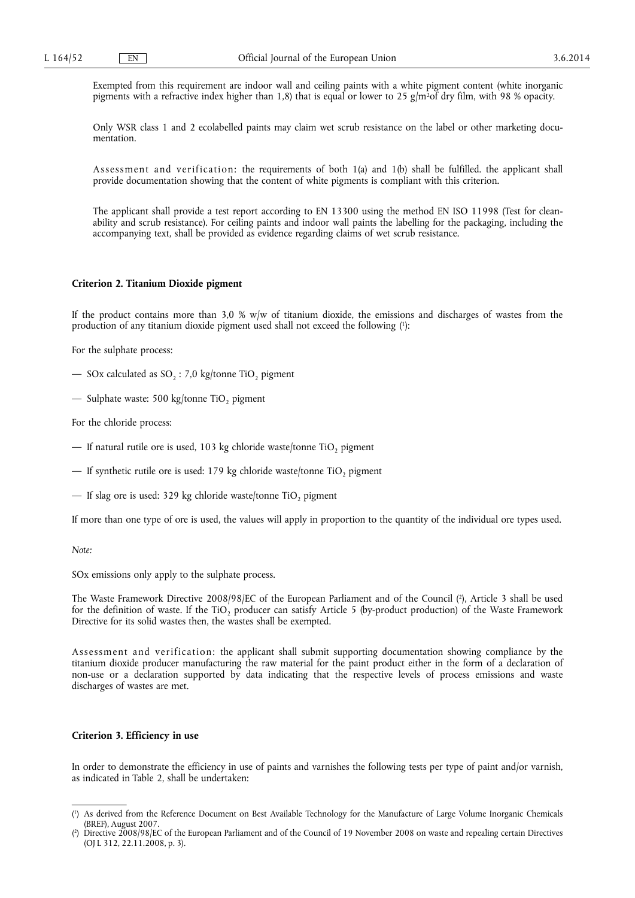Exempted from this requirement are indoor wall and ceiling paints with a white pigment content (white inorganic pigments with a refractive index higher than 1,8) that is equal or lower to 25 g/m$^2$of dry film, with 98 % opacity.

Only WSR class 1 and 2 ecolabelled paints may claim wet scrub resistance on the label or other marketing documentation.

Assessment and verification: the requirements of both 1(a) and 1(b) shall be fulfilled. the applicant shall provide documentation showing that the content of white pigments is compliant with this criterion.

The applicant shall provide a test report according to EN 13300 using the method EN ISO 11998 (Test for cleanability and scrub resistance). For ceiling paints and indoor wall paints the labelling for the packaging, including the accompanying text, shall be provided as evidence regarding claims of wet scrub resistance.

**Criterion 2. Titanium Dioxide pigment**

If the product contains more than 3,0 % w/w of titanium dioxide, the emissions and discharges of wastes from the production of any titanium dioxide pigment used shall not exceed the following [1]:

For the sulphate process:

— SOx calculated as $SO_2$ : 7,0 kg/tonne $TiO_2$ pigment

— Sulphate waste: 500 kg/tonne $TiO_2$ pigment

For the chloride process:

— If natural rutile ore is used, 103 kg chloride waste/tonne $TiO_2$ pigment

— If synthetic rutile ore is used: 179 kg chloride waste/tonne $TiO_2$ pigment

— If slag ore is used: 329 kg chloride waste/tonne $TiO_2$ pigment

If more than one type of ore is used, the values will apply in proportion to the quantity of the individual ore types used.

*Note:*

SOx emissions only apply to the sulphate process.

The Waste Framework Directive 2008/98/EC of the European Parliament and of the Council [2], Article 3 shall be used for the definition of waste. If the $TiO_2$ producer can satisfy Article 5 (by-product production) of the Waste Framework Directive for its solid wastes then, the wastes shall be exempted.

Assessment and verification: the applicant shall submit supporting documentation showing compliance by the titanium dioxide producer manufacturing the raw material for the paint product either in the form of a declaration of non-use or a declaration supported by data indicating that the respective levels of process emissions and waste discharges of wastes are met.

**Criterion 3. Efficiency in use**

In order to demonstrate the efficiency in use of paints and varnishes the following tests per type of paint and/or varnish, as indicated in Table 2, shall be undertaken:

---

[1] As derived from the Reference Document on Best Available Technology for the Manufacture of Large Volume Inorganic Chemicals (BREF), August 2007.

[2] Directive 2008/98/EC of the European Parliament and of the Council of 19 November 2008 on waste and repealing certain Directives (OJ L 312, 22.11.2008, p. 3).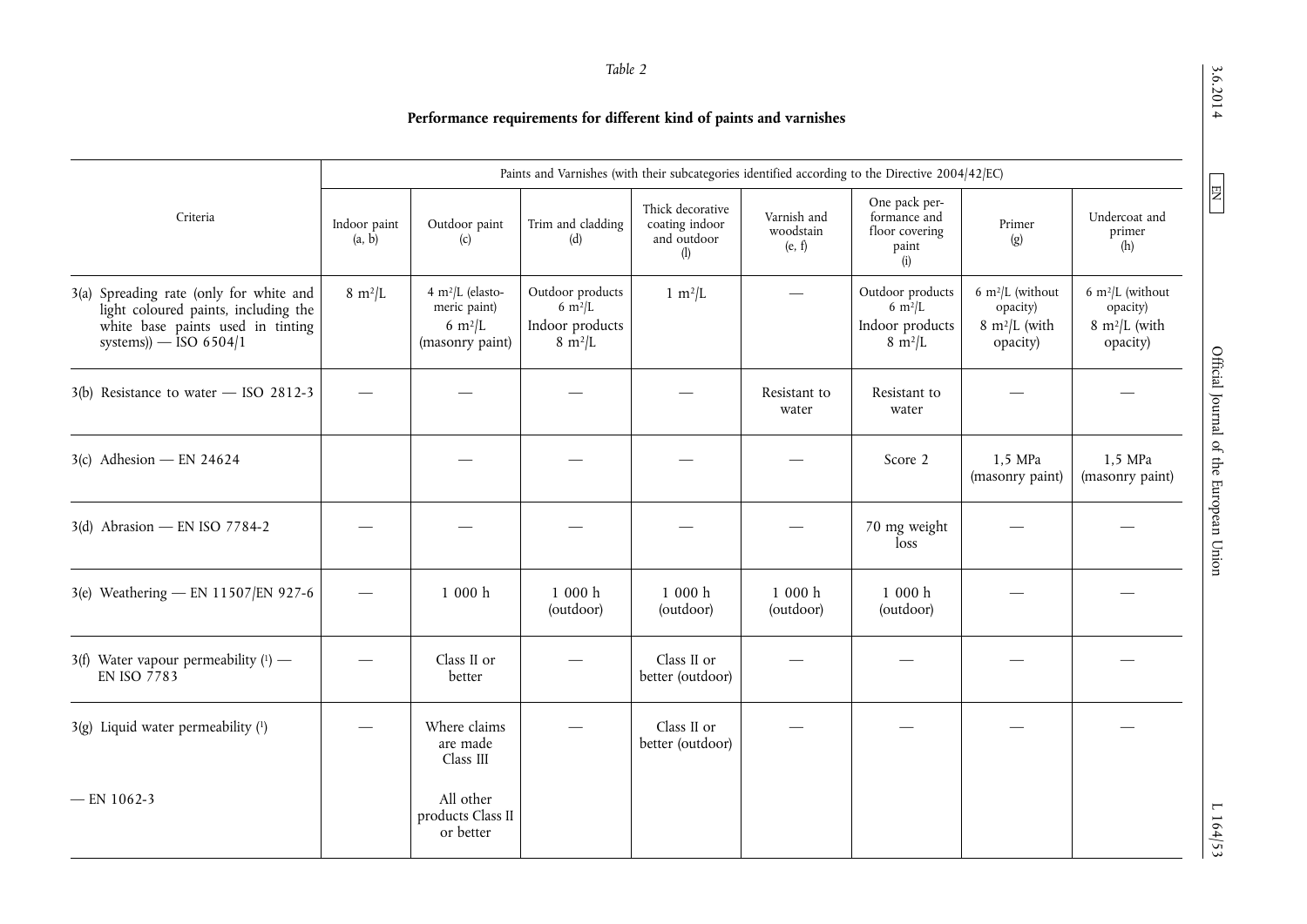*Table 2*

**Performance requirements for different kind of paints and varnishes**

| Criteria | Paints and Varnishes (with their subcategories identified according to the Directive 2004/42/EC) | | | | | | | |
|---|---|---|---|---|---|---|---|---|
| | Indoor paint (a, b) | Outdoor paint (c) | Trim and cladding (d) | Thick decorative coating indoor and outdoor (l) | Varnish and woodstain (e, f) | One pack performance and floor covering paint (i) | Primer (g) | Undercoat and primer (h) |
| 3(a) Spreading rate (only for white and light coloured paints, including the white base paints used in tinting systems)) — ISO 6504/1 | 8 m²/L | 4 m²/L (elastomeric paint) 6 m²/L (masonry paint) | Outdoor products 6 m²/L Indoor products 8 m²/L | 1 m²/L | — | Outdoor products 6 m²/L Indoor products 8 m²/L | 6 m²/L (without opacity) 8 m²/L (with opacity) | 6 m²/L (without opacity) 8 m²/L (with opacity) |
| 3(b) Resistance to water — ISO 2812-3 | — | — | — | — | Resistant to water | Resistant to water | — | — |
| 3(c) Adhesion — EN 24624 | | — | — | — | — | Score 2 | 1,5 MPa (masonry paint) | 1,5 MPa (masonry paint) |
| 3(d) Abrasion — EN ISO 7784-2 | — | — | — | — | — | 70 mg weight loss | — | — |
| 3(e) Weathering — EN 11507/EN 927-6 | — | 1 000 h | 1 000 h (outdoor) | 1 000 h (outdoor) | 1 000 h (outdoor) | 1 000 h (outdoor) | — | — |
| 3(f) Water vapour permeability [1] — EN ISO 7783 | — | Class II or better | — | Class II or better (outdoor) | — | — | — | — |
| 3(g) Liquid water permeability [1] — EN 1062-3 | — | Where claims are made Class III; All other products Class II or better | — | Class II or better (outdoor) | — | — | — | — |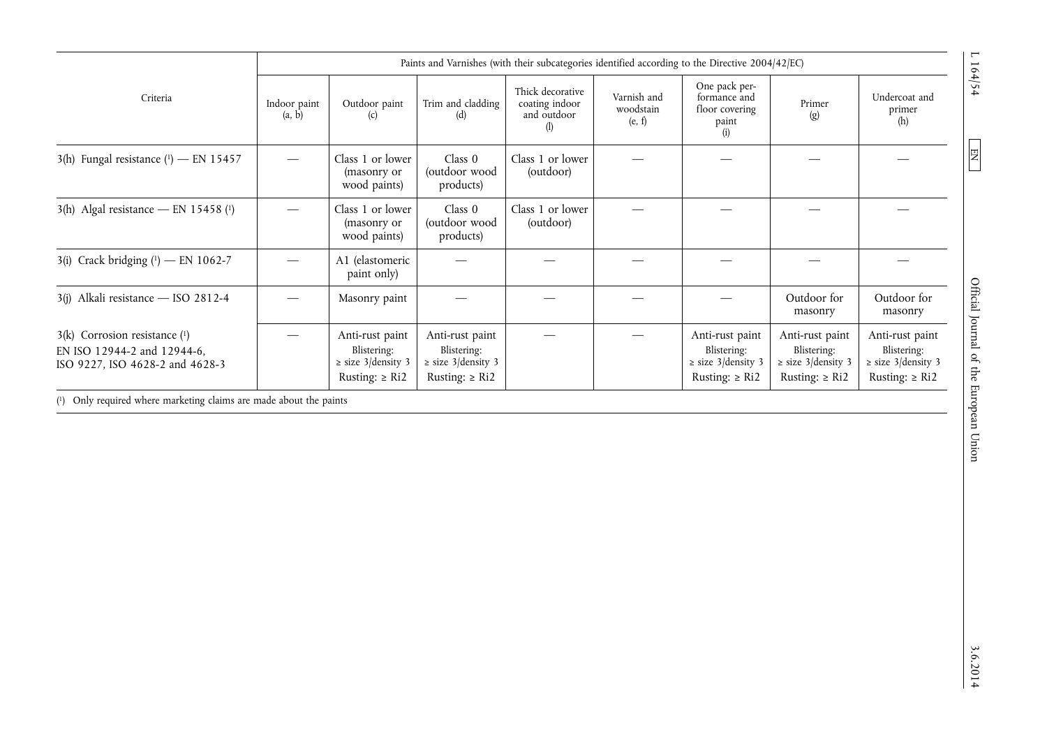| Criteria | Paints and Varnishes (with their subcategories identified according to the Directive 2004/42/EC) | | | | | | | |
|---|---|---|---|---|---|---|---|---|
| | Indoor paint (a, b) | Outdoor paint (c) | Trim and cladding (d) | Thick decorative coating indoor and outdoor (l) | Varnish and woodstain (e, f) | One pack performance and floor covering paint (i) | Primer (g) | Undercoat and primer (h) |
| 3(h) Fungal resistance [1] — EN 15457 | — | Class 1 or lower (masonry or wood paints) | Class 0 (outdoor wood products) | Class 1 or lower (outdoor) | — | — | — | — |
| 3(h) Algal resistance — EN 15458 [1] | — | Class 1 or lower (masonry or wood paints) | Class 0 (outdoor wood products) | Class 1 or lower (outdoor) | — | — | — | — |
| 3(i) Crack bridging [1] — EN 1062-7 | — | A1 (elastomeric paint only) | — | — | — | — | — | — |
| 3(j) Alkali resistance — ISO 2812-4 | — | Masonry paint | — | — | — | — | Outdoor for masonry | Outdoor for masonry |
| 3(k) Corrosion resistance [1] EN ISO 12944-2 and 12944-6, ISO 9227, ISO 4628-2 and 4628-3 | — | Anti-rust paint Blistering: ≥ size 3/density 3 Rusting: ≥ Ri2 | Anti-rust paint Blistering: ≥ size 3/density 3 Rusting: ≥ Ri2 | — | — | Anti-rust paint Blistering: ≥ size 3/density 3 Rusting: ≥ Ri2 | Anti-rust paint Blistering: ≥ size 3/density 3 Rusting: ≥ Ri2 | Anti-rust paint Blistering: ≥ size 3/density 3 Rusting: ≥ Ri2 |

[1] Only required where marketing claims are made about the paints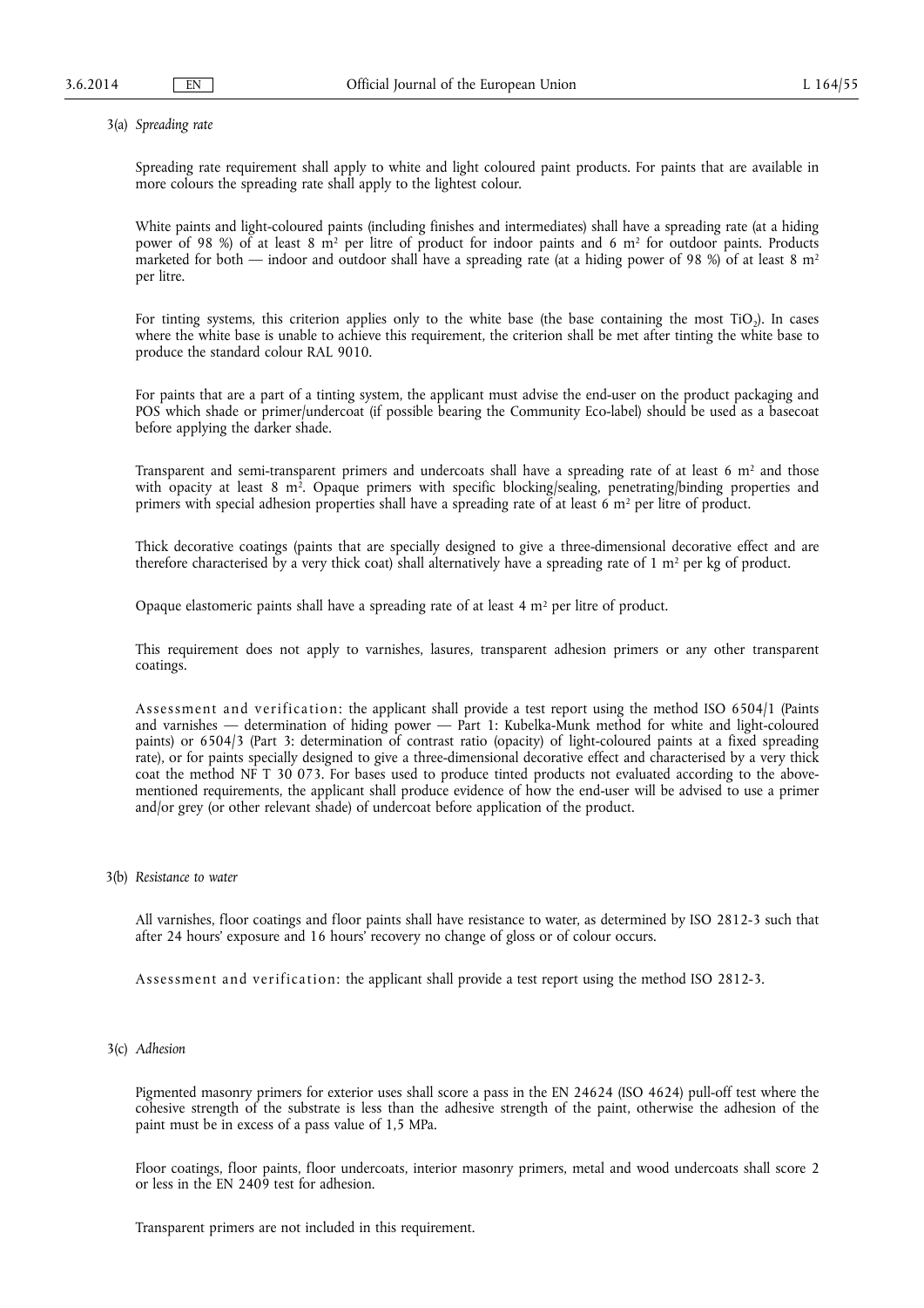3(a) *Spreading rate*

Spreading rate requirement shall apply to white and light coloured paint products. For paints that are available in more colours the spreading rate shall apply to the lightest colour.

White paints and light-coloured paints (including finishes and intermediates) shall have a spreading rate (at a hiding power of 98 %) of at least 8 $m^2$ per litre of product for indoor paints and 6 $m^2$ for outdoor paints. Products marketed for both — indoor and outdoor shall have a spreading rate (at a hiding power of 98 %) of at least 8 $m^2$ per litre.

For tinting systems, this criterion applies only to the white base (the base containing the most $TiO_2$). In cases where the white base is unable to achieve this requirement, the criterion shall be met after tinting the white base to produce the standard colour RAL 9010.

For paints that are a part of a tinting system, the applicant must advise the end-user on the product packaging and POS which shade or primer/undercoat (if possible bearing the Community Eco-label) should be used as a basecoat before applying the darker shade.

Transparent and semi-transparent primers and undercoats shall have a spreading rate of at least 6 $m^2$ and those with opacity at least 8 $m^2$. Opaque primers with specific blocking/sealing, penetrating/binding properties and primers with special adhesion properties shall have a spreading rate of at least 6 $m^2$ per litre of product.

Thick decorative coatings (paints that are specially designed to give a three-dimensional decorative effect and are therefore characterised by a very thick coat) shall alternatively have a spreading rate of 1 $m^2$ per kg of product.

Opaque elastomeric paints shall have a spreading rate of at least 4 $m^2$ per litre of product.

This requirement does not apply to varnishes, lasures, transparent adhesion primers or any other transparent coatings.

Assessment and verification: the applicant shall provide a test report using the method ISO 6504/1 (Paints and varnishes — determination of hiding power — Part 1: Kubelka-Munk method for white and light-coloured paints) or 6504/3 (Part 3: determination of contrast ratio (opacity) of light-coloured paints at a fixed spreading rate), or for paints specially designed to give a three-dimensional decorative effect and characterised by a very thick coat the method NF T 30 073. For bases used to produce tinted products not evaluated according to the above-mentioned requirements, the applicant shall produce evidence of how the end-user will be advised to use a primer and/or grey (or other relevant shade) of undercoat before application of the product.

3(b) *Resistance to water*

All varnishes, floor coatings and floor paints shall have resistance to water, as determined by ISO 2812-3 such that after 24 hours' exposure and 16 hours' recovery no change of gloss or of colour occurs.

Assessment and verification: the applicant shall provide a test report using the method ISO 2812-3.

3(c) *Adhesion*

Pigmented masonry primers for exterior uses shall score a pass in the EN 24624 (ISO 4624) pull-off test where the cohesive strength of the substrate is less than the adhesive strength of the paint, otherwise the adhesion of the paint must be in excess of a pass value of 1,5 MPa.

Floor coatings, floor paints, floor undercoats, interior masonry primers, metal and wood undercoats shall score 2 or less in the EN 2409 test for adhesion.

Transparent primers are not included in this requirement.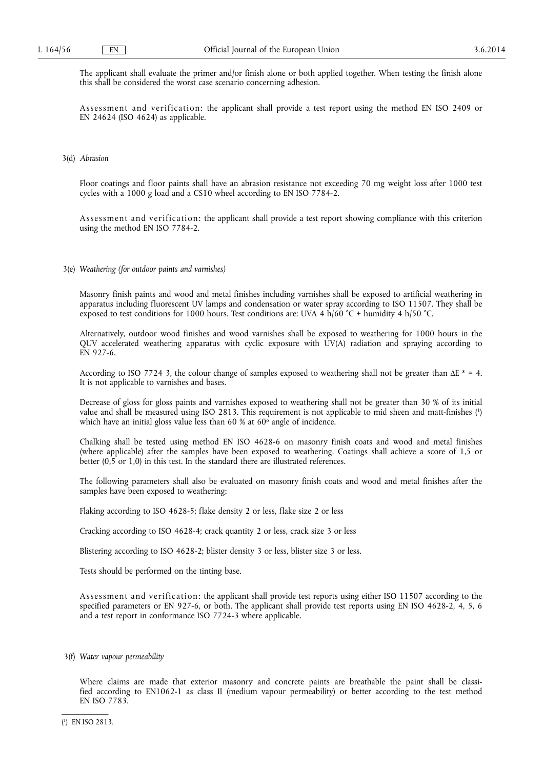The applicant shall evaluate the primer and/or finish alone or both applied together. When testing the finish alone this shall be considered the worst case scenario concerning adhesion.

*Assessment and verification*: the applicant shall provide a test report using the method EN ISO 2409 or EN 24624 (ISO 4624) as applicable.

3(d) *Abrasion*

Floor coatings and floor paints shall have an abrasion resistance not exceeding 70 mg weight loss after 1000 test cycles with a 1000 g load and a CS10 wheel according to EN ISO 7784-2.

*Assessment and verification*: the applicant shall provide a test report showing compliance with this criterion using the method EN ISO 7784-2.

3(e) *Weathering (for outdoor paints and varnishes)*

Masonry finish paints and wood and metal finishes including varnishes shall be exposed to artificial weathering in apparatus including fluorescent UV lamps and condensation or water spray according to ISO 11507. They shall be exposed to test conditions for 1000 hours. Test conditions are: UVA 4 h/60 °C + humidity 4 h/50 °C.

Alternatively, outdoor wood finishes and wood varnishes shall be exposed to weathering for 1000 hours in the QUV accelerated weathering apparatus with cyclic exposure with UV(A) radiation and spraying according to EN 927-6.

According to ISO 7724 3, the colour change of samples exposed to weathering shall not be greater than $\Delta E^* = 4$. It is not applicable to varnishes and bases.

Decrease of gloss for gloss paints and varnishes exposed to weathering shall not be greater than 30 % of its initial value and shall be measured using ISO 2813. This requirement is not applicable to mid sheen and matt-finishes [1] which have an initial gloss value less than 60 % at 60° angle of incidence.

Chalking shall be tested using method EN ISO 4628-6 on masonry finish coats and wood and metal finishes (where applicable) after the samples have been exposed to weathering. Coatings shall achieve a score of 1,5 or better (0,5 or 1,0) in this test. In the standard there are illustrated references.

The following parameters shall also be evaluated on masonry finish coats and wood and metal finishes after the samples have been exposed to weathering:

Flaking according to ISO 4628-5; flake density 2 or less, flake size 2 or less

Cracking according to ISO 4628-4; crack quantity 2 or less, crack size 3 or less

Blistering according to ISO 4628-2; blister density 3 or less, blister size 3 or less.

Tests should be performed on the tinting base.

*Assessment and verification*: the applicant shall provide test reports using either ISO 11507 according to the specified parameters or EN 927-6, or both. The applicant shall provide test reports using EN ISO 4628-2, 4, 5, 6 and a test report in conformance ISO 7724-3 where applicable.

3(f) *Water vapour permeability*

Where claims are made that exterior masonry and concrete paints are breathable the paint shall be classified according to EN1062-1 as class II (medium vapour permeability) or better according to the test method EN ISO 7783.

[1] EN ISO 2813.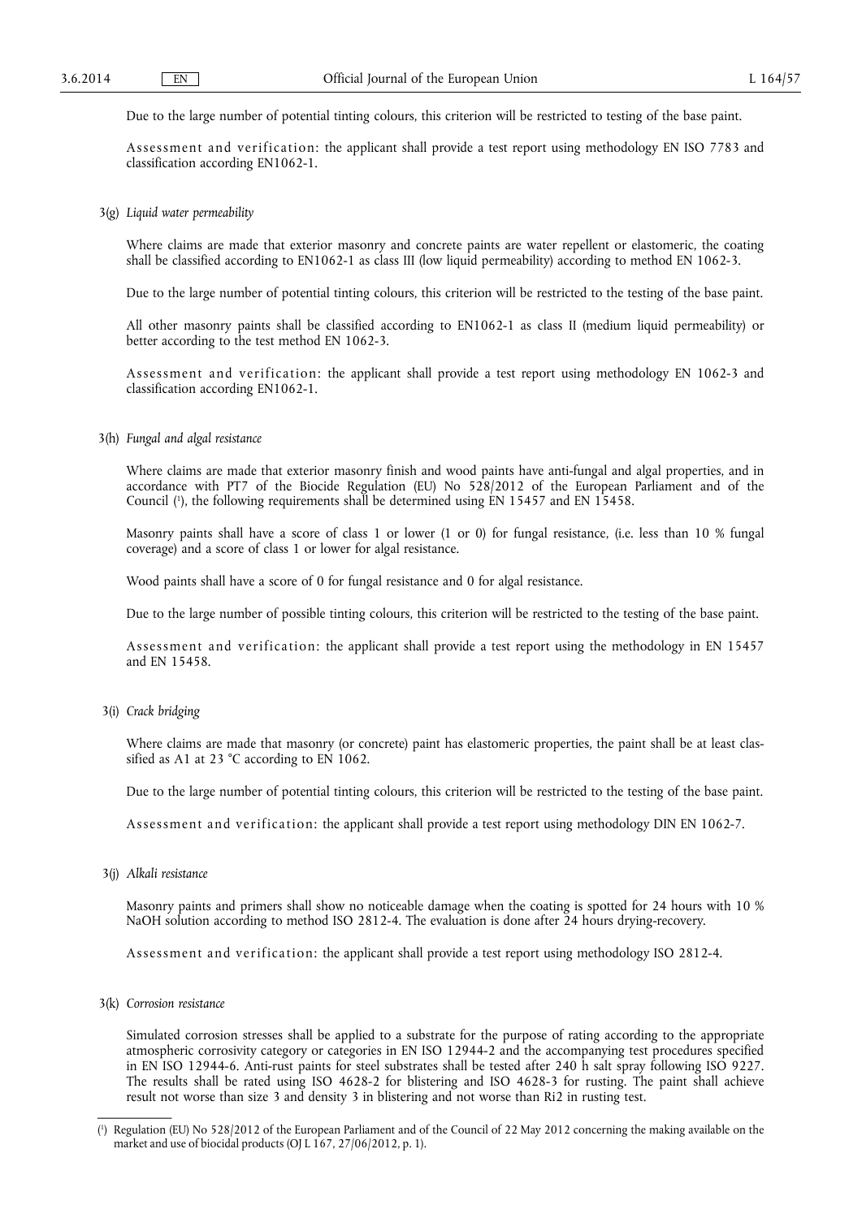Due to the large number of potential tinting colours, this criterion will be restricted to testing of the base paint.

Assessment and verification: the applicant shall provide a test report using methodology EN ISO 7783 and classification according EN1062-1.

3(g) *Liquid water permeability*

Where claims are made that exterior masonry and concrete paints are water repellent or elastomeric, the coating shall be classified according to EN1062-1 as class III (low liquid permeability) according to method EN 1062-3.

Due to the large number of potential tinting colours, this criterion will be restricted to the testing of the base paint.

All other masonry paints shall be classified according to EN1062-1 as class II (medium liquid permeability) or better according to the test method EN 1062-3.

Assessment and verification: the applicant shall provide a test report using methodology EN 1062-3 and classification according EN1062-1.

3(h) *Fungal and algal resistance*

Where claims are made that exterior masonry finish and wood paints have anti-fungal and algal properties, and in accordance with PT7 of the Biocide Regulation (EU) No 528/2012 of the European Parliament and of the Council [1], the following requirements shall be determined using EN 15457 and EN 15458.

Masonry paints shall have a score of class 1 or lower (1 or 0) for fungal resistance, (i.e. less than 10 % fungal coverage) and a score of class 1 or lower for algal resistance.

Wood paints shall have a score of 0 for fungal resistance and 0 for algal resistance.

Due to the large number of possible tinting colours, this criterion will be restricted to the testing of the base paint.

Assessment and verification: the applicant shall provide a test report using the methodology in EN 15457 and EN 15458.

3(i) *Crack bridging*

Where claims are made that masonry (or concrete) paint has elastomeric properties, the paint shall be at least classified as A1 at 23 °C according to EN 1062.

Due to the large number of potential tinting colours, this criterion will be restricted to the testing of the base paint.

Assessment and verification: the applicant shall provide a test report using methodology DIN EN 1062-7.

3(j) *Alkali resistance*

Masonry paints and primers shall show no noticeable damage when the coating is spotted for 24 hours with 10 % NaOH solution according to method ISO 2812-4. The evaluation is done after 24 hours drying-recovery.

Assessment and verification: the applicant shall provide a test report using methodology ISO 2812-4.

3(k) *Corrosion resistance*

Simulated corrosion stresses shall be applied to a substrate for the purpose of rating according to the appropriate atmospheric corrosivity category or categories in EN ISO 12944-2 and the accompanying test procedures specified in EN ISO 12944-6. Anti-rust paints for steel substrates shall be tested after 240 h salt spray following ISO 9227. The results shall be rated using ISO 4628-2 for blistering and ISO 4628-3 for rusting. The paint shall achieve result not worse than size 3 and density 3 in blistering and not worse than Ri2 in rusting test.

---

[1] Regulation (EU) No 528/2012 of the European Parliament and of the Council of 22 May 2012 concerning the making available on the market and use of biocidal products (OJ L 167, 27/06/2012, p. 1).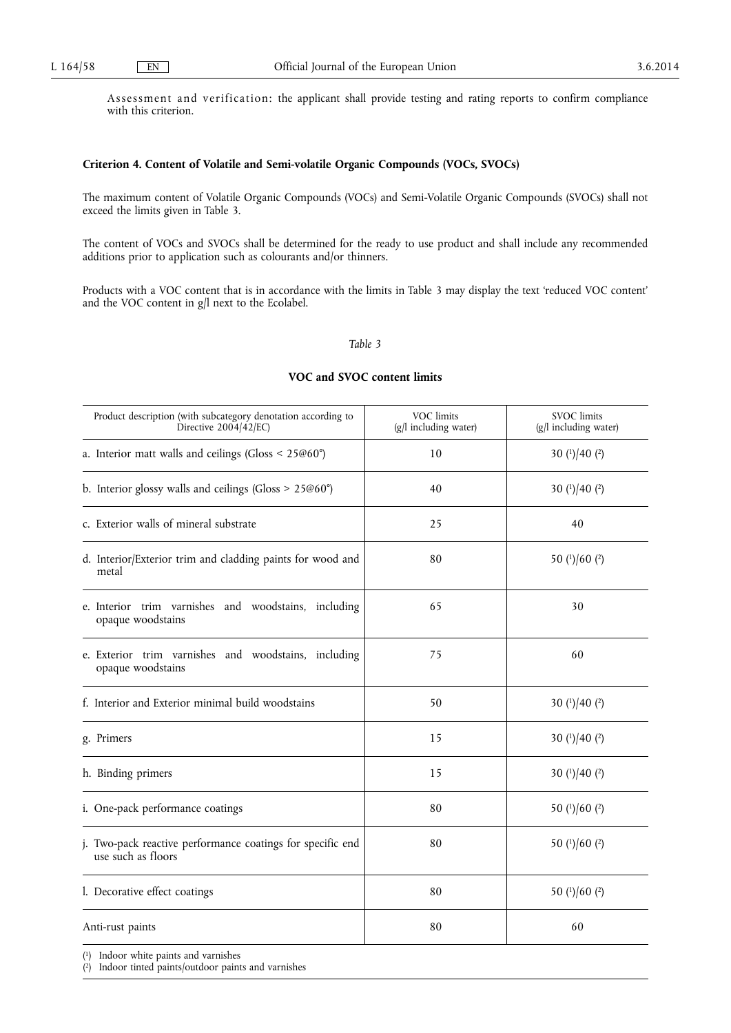Assessment and verification: the applicant shall provide testing and rating reports to confirm compliance with this criterion.

**Criterion 4. Content of Volatile and Semi-volatile Organic Compounds (VOCs, SVOCs)**

The maximum content of Volatile Organic Compounds (VOCs) and Semi-Volatile Organic Compounds (SVOCs) shall not exceed the limits given in Table 3.

The content of VOCs and SVOCs shall be determined for the ready to use product and shall include any recommended additions prior to application such as colourants and/or thinners.

Products with a VOC content that is in accordance with the limits in Table 3 may display the text 'reduced VOC content' and the VOC content in g/l next to the Ecolabel.

*Table 3*

**VOC and SVOC content limits**

| Product description (with subcategory denotation according to Directive 2004/42/EC) | VOC limits (g/l including water) | SVOC limits (g/l including water) |
|---|---|---|
| a. Interior matt walls and ceilings (Gloss < 25@60°) | 10 | 30 (1)/40 (2) |
| b. Interior glossy walls and ceilings (Gloss > 25@60°) | 40 | 30 (1)/40 (2) |
| c. Exterior walls of mineral substrate | 25 | 40 |
| d. Interior/Exterior trim and cladding paints for wood and metal | 80 | 50 (1)/60 (2) |
| e. Interior trim varnishes and woodstains, including opaque woodstains | 65 | 30 |
| e. Exterior trim varnishes and woodstains, including opaque woodstains | 75 | 60 |
| f. Interior and Exterior minimal build woodstains | 50 | 30 (1)/40 (2) |
| g. Primers | 15 | 30 (1)/40 (2) |
| h. Binding primers | 15 | 30 (1)/40 (2) |
| i. One-pack performance coatings | 80 | 50 (1)/60 (2) |
| j. Two-pack reactive performance coatings for specific end use such as floors | 80 | 50 (1)/60 (2) |
| l. Decorative effect coatings | 80 | 50 (1)/60 (2) |
| Anti-rust paints | 80 | 60 |

(1) Indoor white paints and varnishes
(2) Indoor tinted paints/outdoor paints and varnishes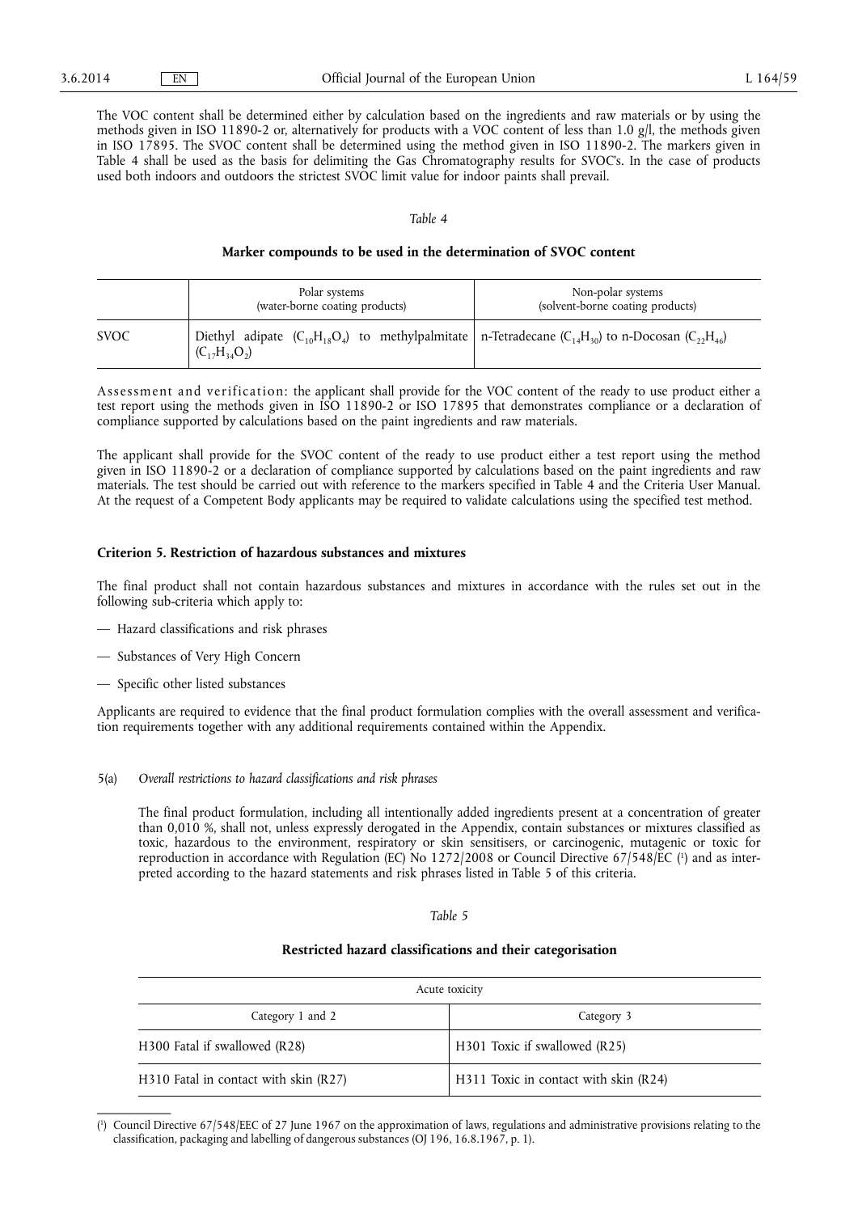The VOC content shall be determined either by calculation based on the ingredients and raw materials or by using the methods given in ISO 11890-2 or, alternatively for products with a VOC content of less than 1.0 g/l, the methods given in ISO 17895. The SVOC content shall be determined using the method given in ISO 11890-2. The markers given in Table 4 shall be used as the basis for delimiting the Gas Chromatography results for SVOC's. In the case of products used both indoors and outdoors the strictest SVOC limit value for indoor paints shall prevail.

*Table 4*

**Marker compounds to be used in the determination of SVOC content**

| | Polar systems (water-borne coating products) | Non-polar systems (solvent-borne coating products) |
|---|---|---|
| SVOC | Diethyl adipate ($C_{10}H_{18}O_4$) to methylpalmitate ($C_{17}H_{34}O_2$) | n-Tetradecane ($C_{14}H_{30}$) to n-Docosan ($C_{22}H_{46}$) |

Assessment and verification: the applicant shall provide for the VOC content of the ready to use product either a test report using the methods given in ISO 11890-2 or ISO 17895 that demonstrates compliance or a declaration of compliance supported by calculations based on the paint ingredients and raw materials.

The applicant shall provide for the SVOC content of the ready to use product either a test report using the method given in ISO 11890-2 or a declaration of compliance supported by calculations based on the paint ingredients and raw materials. The test should be carried out with reference to the markers specified in Table 4 and the Criteria User Manual. At the request of a Competent Body applicants may be required to validate calculations using the specified test method.

### Criterion 5. Restriction of hazardous substances and mixtures

The final product shall not contain hazardous substances and mixtures in accordance with the rules set out in the following sub-criteria which apply to:

— Hazard classifications and risk phrases

— Substances of Very High Concern

— Specific other listed substances

Applicants are required to evidence that the final product formulation complies with the overall assessment and verification requirements together with any additional requirements contained within the Appendix.

5(a) *Overall restrictions to hazard classifications and risk phrases*

The final product formulation, including all intentionally added ingredients present at a concentration of greater than 0,010 %, shall not, unless expressly derogated in the Appendix, contain substances or mixtures classified as toxic, hazardous to the environment, respiratory or skin sensitisers, or carcinogenic, mutagenic or toxic for reproduction in accordance with Regulation (EC) No 1272/2008 or Council Directive 67/548/EC [1] and as interpreted according to the hazard statements and risk phrases listed in Table 5 of this criteria.

*Table 5*

**Restricted hazard classifications and their categorisation**

| Acute toxicity | |
|---|---|
| Category 1 and 2 | Category 3 |
| H300 Fatal if swallowed (R28) | H301 Toxic if swallowed (R25) |
| H310 Fatal in contact with skin (R27) | H311 Toxic in contact with skin (R24) |

[1] Council Directive 67/548/EEC of 27 June 1967 on the approximation of laws, regulations and administrative provisions relating to the classification, packaging and labelling of dangerous substances (OJ 196, 16.8.1967, p. 1).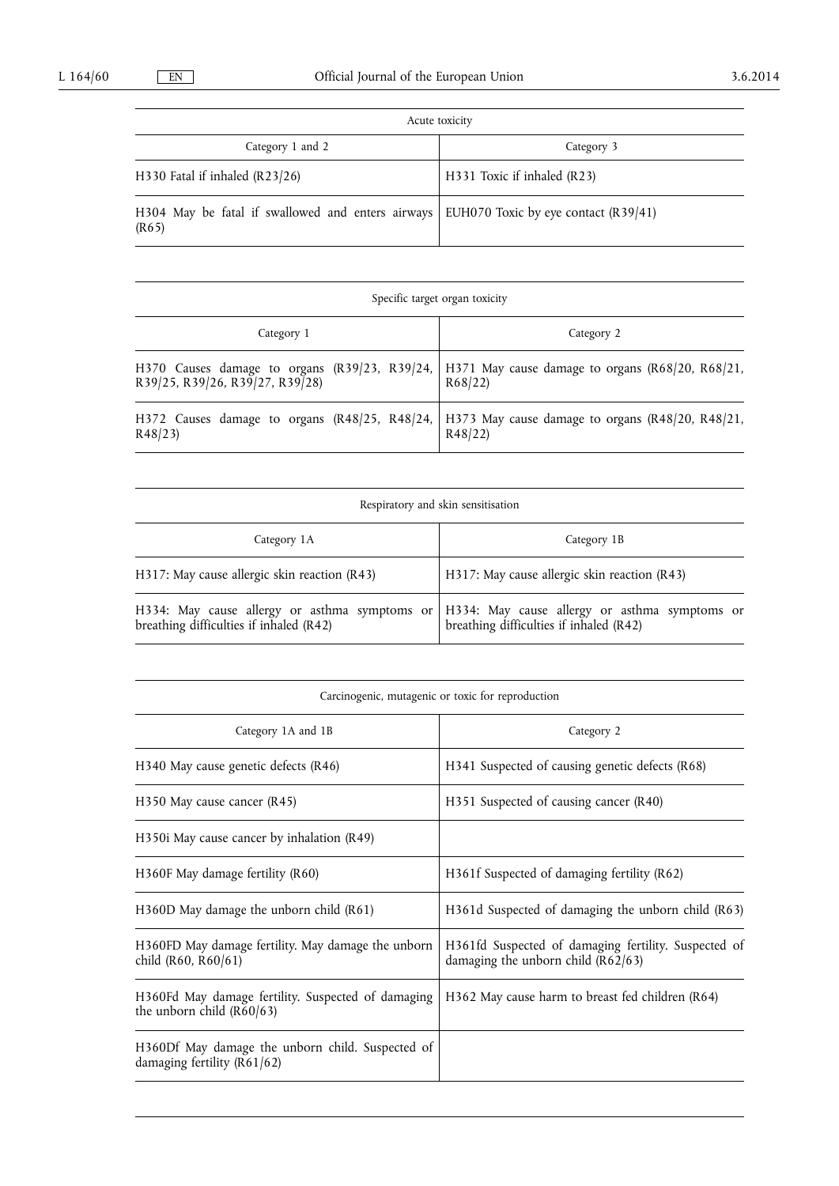| Acute toxicity | |
|---|---|
| Category 1 and 2 | Category 3 |
| H330 Fatal if inhaled (R23/26) | H331 Toxic if inhaled (R23) |
| H304 May be fatal if swallowed and enters airways (R65) | EUH070 Toxic by eye contact (R39/41) |

| Specific target organ toxicity | |
|---|---|
| Category 1 | Category 2 |
| H370 Causes damage to organs (R39/23, R39/24, R39/25, R39/26, R39/27, R39/28) | H371 May cause damage to organs (R68/20, R68/21, R68/22) |
| H372 Causes damage to organs (R48/25, R48/24, R48/23) | H373 May cause damage to organs (R48/20, R48/21, R48/22) |

| Respiratory and skin sensitisation | |
|---|---|
| Category 1A | Category 1B |
| H317: May cause allergic skin reaction (R43) | H317: May cause allergic skin reaction (R43) |
| H334: May cause allergy or asthma symptoms or breathing difficulties if inhaled (R42) | H334: May cause allergy or asthma symptoms or breathing difficulties if inhaled (R42) |

| Carcinogenic, mutagenic or toxic for reproduction | |
|---|---|
| Category 1A and 1B | Category 2 |
| H340 May cause genetic defects (R46) | H341 Suspected of causing genetic defects (R68) |
| H350 May cause cancer (R45) | H351 Suspected of causing cancer (R40) |
| H350i May cause cancer by inhalation (R49) | |
| H360F May damage fertility (R60) | H361f Suspected of damaging fertility (R62) |
| H360D May damage the unborn child (R61) | H361d Suspected of damaging the unborn child (R63) |
| H360FD May damage fertility. May damage the unborn child (R60, R60/61) | H361fd Suspected of damaging fertility. Suspected of damaging the unborn child (R62/63) |
| H360Fd May damage fertility. Suspected of damaging the unborn child (R60/63) | H362 May cause harm to breast fed children (R64) |
| H360Df May damage the unborn child. Suspected of damaging fertility (R61/62) | |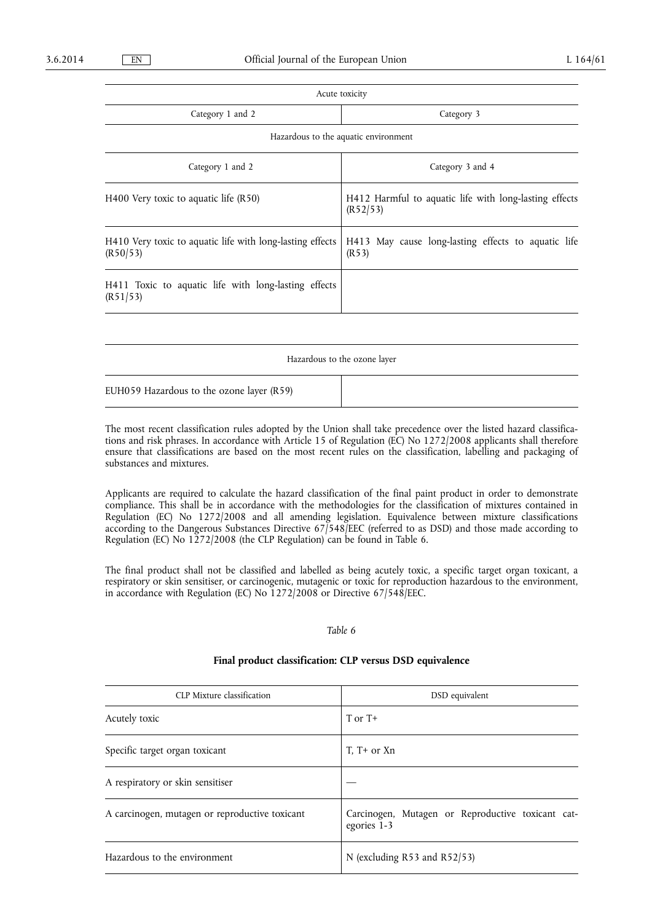| Acute toxicity | |
|---|---|
| Category 1 and 2 | Category 3 |
| Hazardous to the aquatic environment | |
| Category 1 and 2 | Category 3 and 4 |
| H400 Very toxic to aquatic life (R50) | H412 Harmful to aquatic life with long-lasting effects (R52/53) |
| H410 Very toxic to aquatic life with long-lasting effects (R50/53) | H413 May cause long-lasting effects to aquatic life (R53) |
| H411 Toxic to aquatic life with long-lasting effects (R51/53) | |

| Hazardous to the ozone layer | |
|---|---|
| EUH059 Hazardous to the ozone layer (R59) | |

The most recent classification rules adopted by the Union shall take precedence over the listed hazard classifications and risk phrases. In accordance with Article 15 of Regulation (EC) No 1272/2008 applicants shall therefore ensure that classifications are based on the most recent rules on the classification, labelling and packaging of substances and mixtures.

Applicants are required to calculate the hazard classification of the final paint product in order to demonstrate compliance. This shall be in accordance with the methodologies for the classification of mixtures contained in Regulation (EC) No 1272/2008 and all amending legislation. Equivalence between mixture classifications according to the Dangerous Substances Directive 67/548/EEC (referred to as DSD) and those made according to Regulation (EC) No 1272/2008 (the CLP Regulation) can be found in Table 6.

The final product shall not be classified and labelled as being acutely toxic, a specific target organ toxicant, a respiratory or skin sensitiser, or carcinogenic, mutagenic or toxic for reproduction hazardous to the environment, in accordance with Regulation (EC) No 1272/2008 or Directive 67/548/EEC.

*Table 6*

**Final product classification: CLP versus DSD equivalence**

| CLP Mixture classification | DSD equivalent |
|---|---|
| Acutely toxic | T or T+ |
| Specific target organ toxicant | T, T+ or Xn |
| A respiratory or skin sensitiser | — |
| A carcinogen, mutagen or reproductive toxicant | Carcinogen, Mutagen or Reproductive toxicant categories 1-3 |
| Hazardous to the environment | N (excluding R53 and R52/53) |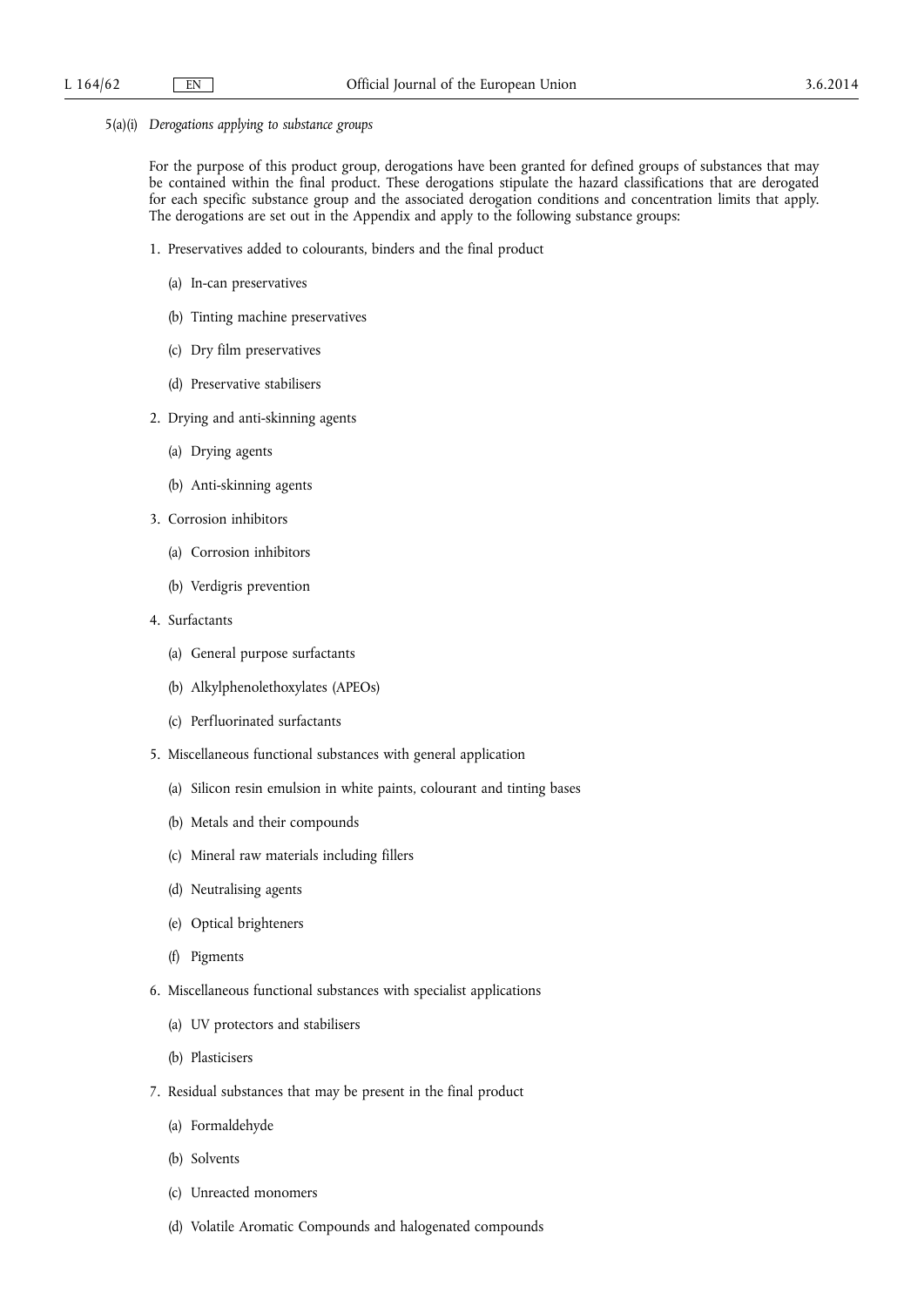5(a)(i) *Derogations applying to substance groups*

For the purpose of this product group, derogations have been granted for defined groups of substances that may be contained within the final product. These derogations stipulate the hazard classifications that are derogated for each specific substance group and the associated derogation conditions and concentration limits that apply. The derogations are set out in the Appendix and apply to the following substance groups:

1. Preservatives added to colourants, binders and the final product

   (a) In-can preservatives

   (b) Tinting machine preservatives

   (c) Dry film preservatives

   (d) Preservative stabilisers

2. Drying and anti-skinning agents

   (a) Drying agents

   (b) Anti-skinning agents

3. Corrosion inhibitors

   (a) Corrosion inhibitors

   (b) Verdigris prevention

4. Surfactants

   (a) General purpose surfactants

   (b) Alkylphenolethoxylates (APEOs)

   (c) Perfluorinated surfactants

5. Miscellaneous functional substances with general application

   (a) Silicon resin emulsion in white paints, colourant and tinting bases

   (b) Metals and their compounds

   (c) Mineral raw materials including fillers

   (d) Neutralising agents

   (e) Optical brighteners

   (f) Pigments

6. Miscellaneous functional substances with specialist applications

   (a) UV protectors and stabilisers

   (b) Plasticisers

7. Residual substances that may be present in the final product

   (a) Formaldehyde

   (b) Solvents

   (c) Unreacted monomers

   (d) Volatile Aromatic Compounds and halogenated compounds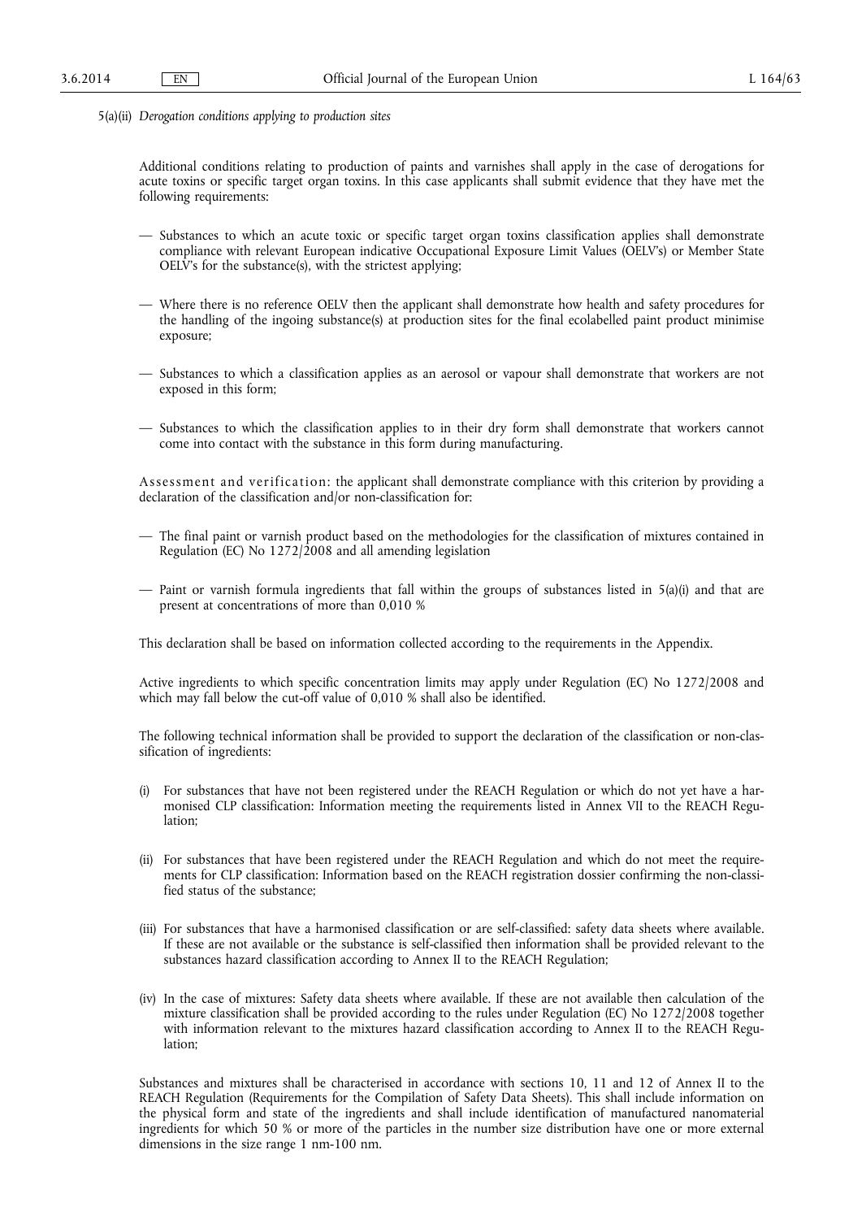5(a)(ii) *Derogation conditions applying to production sites*

Additional conditions relating to production of paints and varnishes shall apply in the case of derogations for acute toxins or specific target organ toxins. In this case applicants shall submit evidence that they have met the following requirements:

— Substances to which an acute toxic or specific target organ toxins classification applies shall demonstrate compliance with relevant European indicative Occupational Exposure Limit Values (OELV's) or Member State OELV's for the substance(s), with the strictest applying;

— Where there is no reference OELV then the applicant shall demonstrate how health and safety procedures for the handling of the ingoing substance(s) at production sites for the final ecolabelled paint product minimise exposure;

— Substances to which a classification applies as an aerosol or vapour shall demonstrate that workers are not exposed in this form;

— Substances to which the classification applies to in their dry form shall demonstrate that workers cannot come into contact with the substance in this form during manufacturing.

Assessment and verification: the applicant shall demonstrate compliance with this criterion by providing a declaration of the classification and/or non-classification for:

— The final paint or varnish product based on the methodologies for the classification of mixtures contained in Regulation (EC) No 1272/2008 and all amending legislation

— Paint or varnish formula ingredients that fall within the groups of substances listed in 5(a)(i) and that are present at concentrations of more than 0,010 %

This declaration shall be based on information collected according to the requirements in the Appendix.

Active ingredients to which specific concentration limits may apply under Regulation (EC) No 1272/2008 and which may fall below the cut-off value of 0,010 % shall also be identified.

The following technical information shall be provided to support the declaration of the classification or non-classification of ingredients:

(i) For substances that have not been registered under the REACH Regulation or which do not yet have a harmonised CLP classification: Information meeting the requirements listed in Annex VII to the REACH Regulation;

(ii) For substances that have been registered under the REACH Regulation and which do not meet the requirements for CLP classification: Information based on the REACH registration dossier confirming the non-classified status of the substance;

(iii) For substances that have a harmonised classification or are self-classified: safety data sheets where available. If these are not available or the substance is self-classified then information shall be provided relevant to the substances hazard classification according to Annex II to the REACH Regulation;

(iv) In the case of mixtures: Safety data sheets where available. If these are not available then calculation of the mixture classification shall be provided according to the rules under Regulation (EC) No 1272/2008 together with information relevant to the mixtures hazard classification according to Annex II to the REACH Regulation;

Substances and mixtures shall be characterised in accordance with sections 10, 11 and 12 of Annex II to the REACH Regulation (Requirements for the Compilation of Safety Data Sheets). This shall include information on the physical form and state of the ingredients and shall include identification of manufactured nanomaterial ingredients for which 50 % or more of the particles in the number size distribution have one or more external dimensions in the size range 1 nm-100 nm.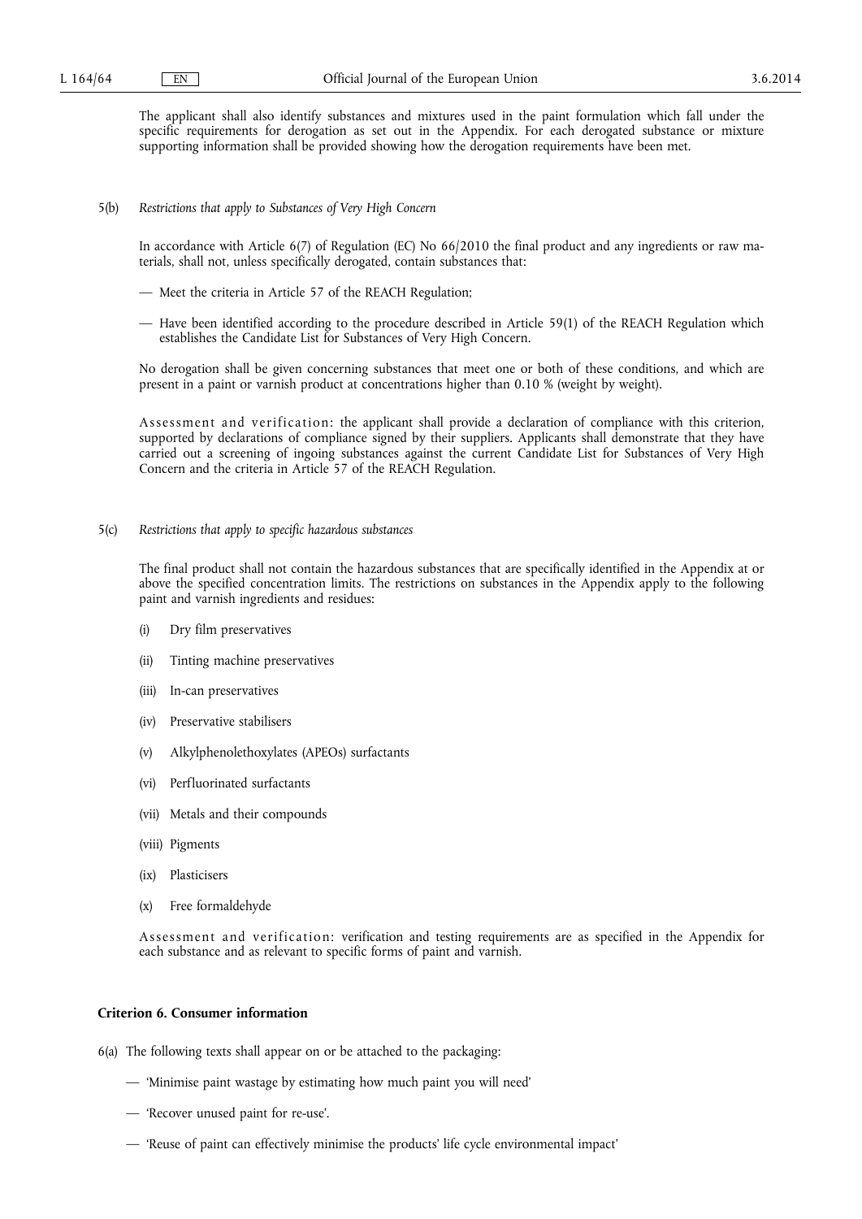The applicant shall also identify substances and mixtures used in the paint formulation which fall under the specific requirements for derogation as set out in the Appendix. For each derogated substance or mixture supporting information shall be provided showing how the derogation requirements have been met.

5(b) *Restrictions that apply to Substances of Very High Concern*

In accordance with Article 6(7) of Regulation (EC) No 66/2010 the final product and any ingredients or raw materials, shall not, unless specifically derogated, contain substances that:

— Meet the criteria in Article 57 of the REACH Regulation;

— Have been identified according to the procedure described in Article 59(1) of the REACH Regulation which establishes the Candidate List for Substances of Very High Concern.

No derogation shall be given concerning substances that meet one or both of these conditions, and which are present in a paint or varnish product at concentrations higher than 0.10 % (weight by weight).

Assessment and verification: the applicant shall provide a declaration of compliance with this criterion, supported by declarations of compliance signed by their suppliers. Applicants shall demonstrate that they have carried out a screening of ingoing substances against the current Candidate List for Substances of Very High Concern and the criteria in Article 57 of the REACH Regulation.

5(c) *Restrictions that apply to specific hazardous substances*

The final product shall not contain the hazardous substances that are specifically identified in the Appendix at or above the specified concentration limits. The restrictions on substances in the Appendix apply to the following paint and varnish ingredients and residues:

(i) Dry film preservatives

(ii) Tinting machine preservatives

(iii) In-can preservatives

(iv) Preservative stabilisers

(v) Alkylphenolethoxylates (APEOs) surfactants

(vi) Perfluorinated surfactants

(vii) Metals and their compounds

(viii) Pigments

(ix) Plasticisers

(x) Free formaldehyde

Assessment and verification: verification and testing requirements are as specified in the Appendix for each substance and as relevant to specific forms of paint and varnish.

**Criterion 6. Consumer information**

6(a) The following texts shall appear on or be attached to the packaging:

— 'Minimise paint wastage by estimating how much paint you will need'

— 'Recover unused paint for re-use'.

— 'Reuse of paint can effectively minimise the products' life cycle environmental impact'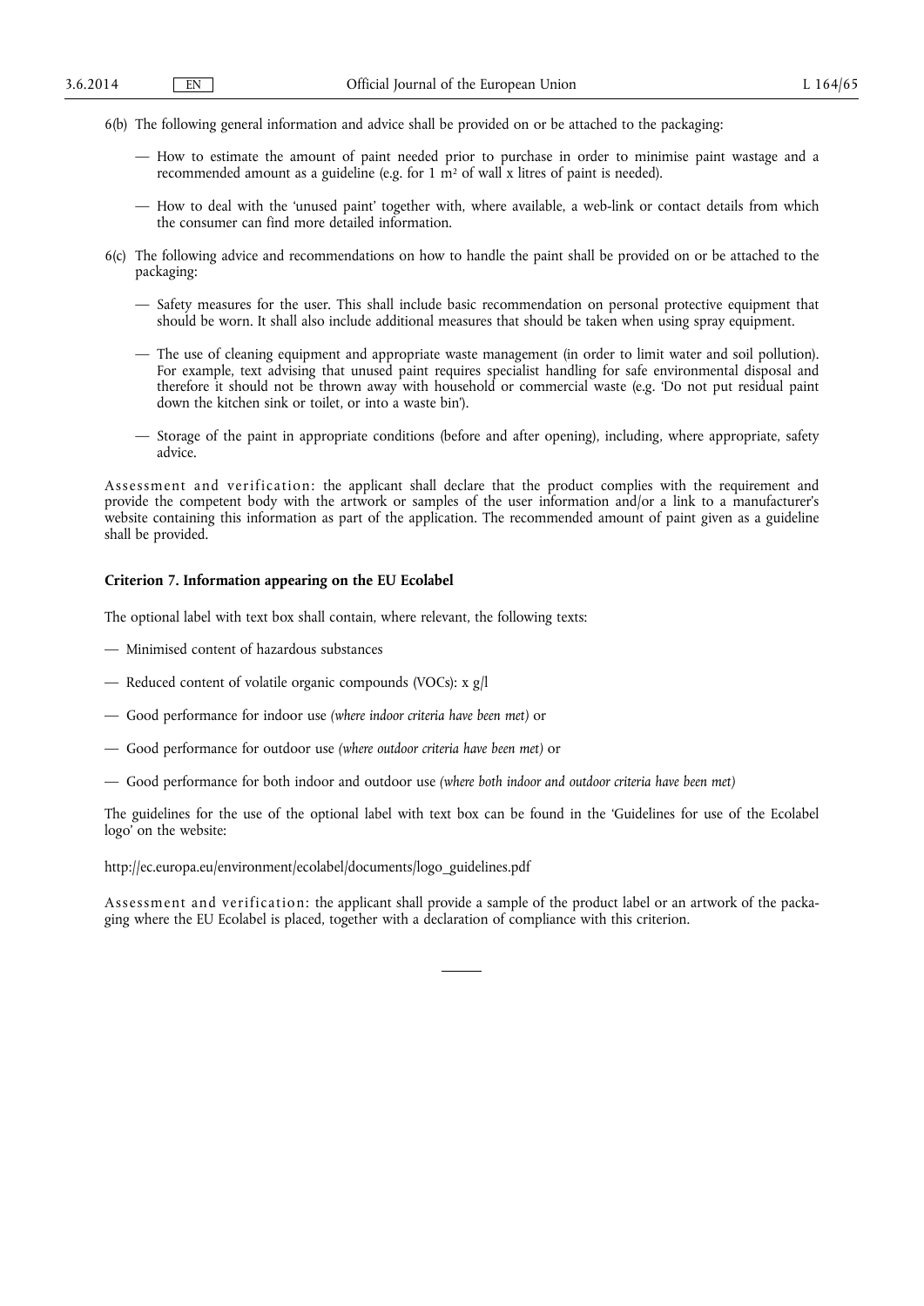6(b) The following general information and advice shall be provided on or be attached to the packaging:

— How to estimate the amount of paint needed prior to purchase in order to minimise paint wastage and a recommended amount as a guideline (e.g. for 1 $m^2$ of wall x litres of paint is needed).

— How to deal with the 'unused paint' together with, where available, a web-link or contact details from which the consumer can find more detailed information.

6(c) The following advice and recommendations on how to handle the paint shall be provided on or be attached to the packaging:

— Safety measures for the user. This shall include basic recommendation on personal protective equipment that should be worn. It shall also include additional measures that should be taken when using spray equipment.

— The use of cleaning equipment and appropriate waste management (in order to limit water and soil pollution). For example, text advising that unused paint requires specialist handling for safe environmental disposal and therefore it should not be thrown away with household or commercial waste (e.g. 'Do not put residual paint down the kitchen sink or toilet, or into a waste bin').

— Storage of the paint in appropriate conditions (before and after opening), including, where appropriate, safety advice.

Assessment and verification: the applicant shall declare that the product complies with the requirement and provide the competent body with the artwork or samples of the user information and/or a link to a manufacturer's website containing this information as part of the application. The recommended amount of paint given as a guideline shall be provided.

**Criterion 7. Information appearing on the EU Ecolabel**

The optional label with text box shall contain, where relevant, the following texts:

— Minimised content of hazardous substances

— Reduced content of volatile organic compounds (VOCs): x g/l

— Good performance for indoor use *(where indoor criteria have been met)* or

— Good performance for outdoor use *(where outdoor criteria have been met)* or

— Good performance for both indoor and outdoor use *(where both indoor and outdoor criteria have been met)*

The guidelines for the use of the optional label with text box can be found in the 'Guidelines for use of the Ecolabel logo' on the website:

http://ec.europa.eu/environment/ecolabel/documents/logo_guidelines.pdf

Assessment and verification: the applicant shall provide a sample of the product label or an artwork of the packaging where the EU Ecolabel is placed, together with a declaration of compliance with this criterion.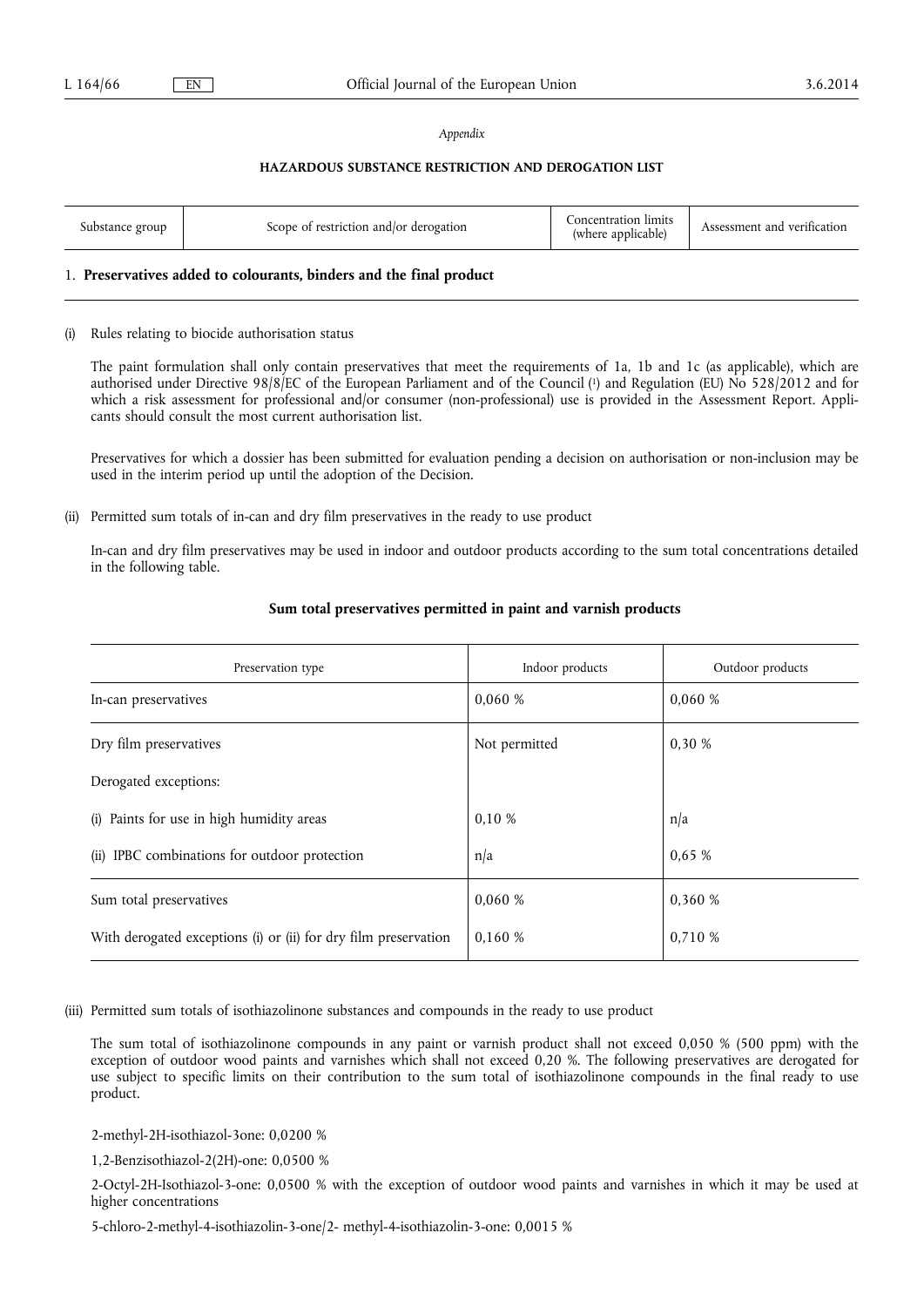*Appendix*

**HAZARDOUS SUBSTANCE RESTRICTION AND DEROGATION LIST**

| Substance group | Scope of restriction and/or derogation | Concentration limits (where applicable) | Assessment and verification |
|---|---|---|---|

1. **Preservatives added to colourants, binders and the final product**

(i) Rules relating to biocide authorisation status

The paint formulation shall only contain preservatives that meet the requirements of 1a, 1b and 1c (as applicable), which are authorised under Directive 98/8/EC of the European Parliament and of the Council [1] and Regulation (EU) No 528/2012 and for which a risk assessment for professional and/or consumer (non-professional) use is provided in the Assessment Report. Applicants should consult the most current authorisation list.

Preservatives for which a dossier has been submitted for evaluation pending a decision on authorisation or non-inclusion may be used in the interim period up until the adoption of the Decision.

(ii) Permitted sum totals of in-can and dry film preservatives in the ready to use product

In-can and dry film preservatives may be used in indoor and outdoor products according to the sum total concentrations detailed in the following table.

**Sum total preservatives permitted in paint and varnish products**

| Preservation type | Indoor products | Outdoor products |
|---|---|---|
| In-can preservatives | 0,060 % | 0,060 % |
| Dry film preservatives | Not permitted | 0,30 % |
| Derogated exceptions: | | |
| (i) Paints for use in high humidity areas | 0,10 % | n/a |
| (ii) IPBC combinations for outdoor protection | n/a | 0,65 % |
| Sum total preservatives | 0,060 % | 0,360 % |
| With derogated exceptions (i) or (ii) for dry film preservation | 0,160 % | 0,710 % |

(iii) Permitted sum totals of isothiazolinone substances and compounds in the ready to use product

The sum total of isothiazolinone compounds in any paint or varnish product shall not exceed 0,050 % (500 ppm) with the exception of outdoor wood paints and varnishes which shall not exceed 0,20 %. The following preservatives are derogated for use subject to specific limits on their contribution to the sum total of isothiazolinone compounds in the final ready to use product.

2-methyl-2H-isothiazol-3one: 0,0200 %

1,2-Benzisothiazol-2(2H)-one: 0,0500 %

2-Octyl-2H-Isothiazol-3-one: 0,0500 % with the exception of outdoor wood paints and varnishes in which it may be used at higher concentrations

5-chloro-2-methyl-4-isothiazolin-3-one/2- methyl-4-isothiazolin-3-one: 0,0015 %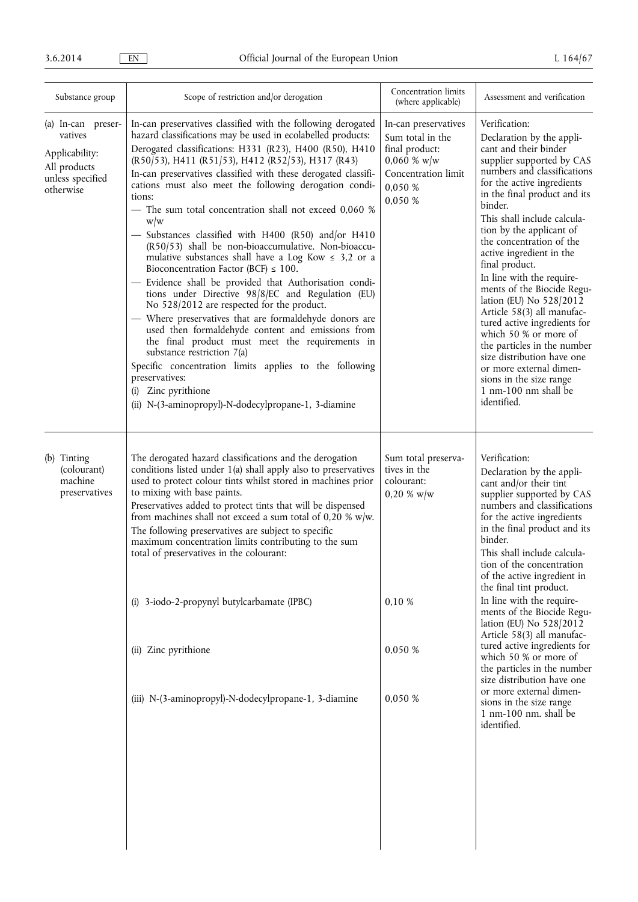| Substance group | Scope of restriction and/or derogation | Concentration limits (where applicable) | Assessment and verification |
|---|---|---|---|
| (a) In-can preservatives<br><br>Applicability:<br>All products unless specified otherwise | In-can preservatives classified with the following derogated hazard classifications may be used in ecolabelled products:<br>Derogated classifications: H331 (R23), H400 (R50), H410 (R50/53), H411 (R51/53), H412 (R52/53), H317 (R43)<br>In-can preservatives classified with these derogated classifications must also meet the following derogation conditions:<br>— The sum total concentration shall not exceed 0,060 % w/w<br>— Substances classified with H400 (R50) and/or H410 (R50/53) shall be non-bioaccumulative. Non-bioaccumulative substances shall have a Log Kow ≤ 3,2 or a Bioconcentration Factor (BCF) ≤ 100.<br>— Evidence shall be provided that Authorisation conditions under Directive 98/8/EC and Regulation (EU) No 528/2012 are respected for the product.<br>— Where preservatives that are formaldehyde donors are used then formaldehyde content and emissions from the final product must meet the requirements in substance restriction 7(a)<br>Specific concentration limits applies to the following preservatives:<br>(i) Zinc pyrithione<br>(ii) N-(3-aminopropyl)-N-dodecylpropane-1, 3-diamine | In-can preservatives<br>Sum total in the final product:<br>0,060 % w/w<br>Concentration limit<br>0,050 %<br>0,050 % | Verification:<br>Declaration by the applicant and their binder supplier supported by CAS numbers and classifications for the active ingredients in the final product and its binder.<br>This shall include calculation by the applicant of the concentration of the active ingredient in the final product.<br>In line with the requirements of the Biocide Regulation (EU) No 528/2012 Article 58(3) all manufactured active ingredients for which 50 % or more of the particles in the number size distribution have one or more external dimensions in the size range 1 nm-100 nm shall be identified. |
| (b) Tinting (colourant) machine preservatives | The derogated hazard classifications and the derogation conditions listed under 1(a) shall apply also to preservatives used to protect colour tints whilst stored in machines prior to mixing with base paints.<br>Preservatives added to protect tints that will be dispensed from machines shall not exceed a sum total of 0,20 % w/w.<br>The following preservatives are subject to specific maximum concentration limits contributing to the sum total of preservatives in the colourant:<br><br>(i) 3-iodo-2-propynyl butylcarbamate (IPBC)<br><br>(ii) Zinc pyrithione<br><br>(iii) N-(3-aminopropyl)-N-dodecylpropane-1, 3-diamine | Sum total preservatives in the colourant:<br>0,20 % w/w<br><br><br>0,10 %<br><br>0,050 %<br><br>0,050 % | Verification:<br>Declaration by the applicant and/or their tint supplier supported by CAS numbers and classifications for the active ingredients in the final product and its binder.<br>This shall include calculation of the concentration of the active ingredient in the final tint product.<br>In line with the requirements of the Biocide Regulation (EU) No 528/2012 Article 58(3) all manufactured active ingredients for which 50 % or more of the particles in the number size distribution have one or more external dimensions in the size range 1 nm-100 nm. shall be identified. |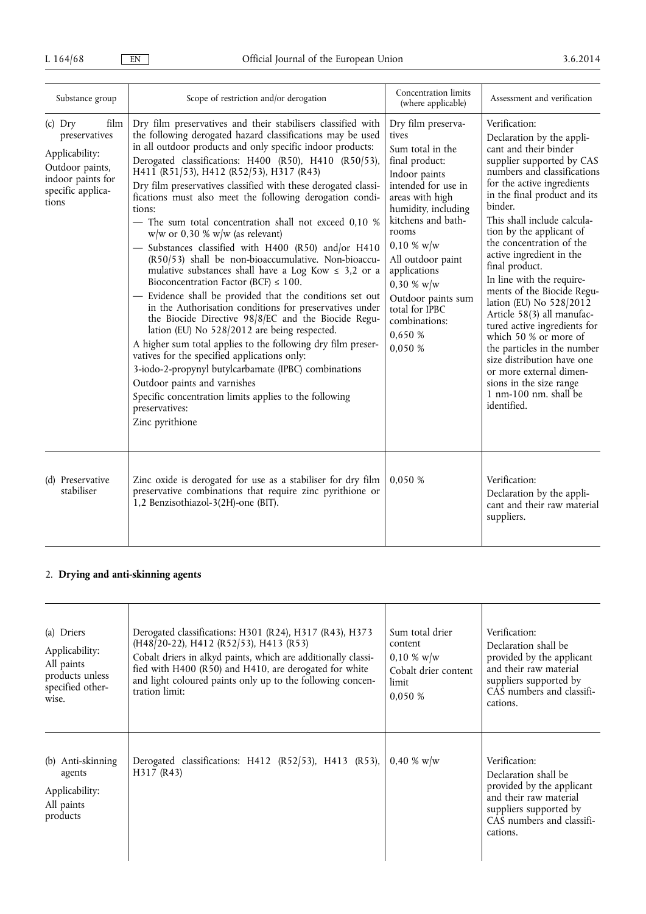| Substance group | Scope of restriction and/or derogation | Concentration limits (where applicable) | Assessment and verification |
|---|---|---|---|
| (c) Dry film preservatives<br><br>Applicability:<br>Outdoor paints, indoor paints for specific applications | Dry film preservatives and their stabilisers classified with the following derogated hazard classifications may be used in all outdoor products and only specific indoor products:<br>Derogated classifications: H400 (R50), H410 (R50/53), H411 (R51/53), H412 (R52/53), H317 (R43)<br>Dry film preservatives classified with these derogated classifications must also meet the following derogation conditions:<br>— The sum total concentration shall not exceed 0,10 % w/w or 0,30 % w/w (as relevant)<br>— Substances classified with H400 (R50) and/or H410 (R50/53) shall be non-bioaccumulative. Non-bioaccumulative substances shall have a Log Kow ≤ 3,2 or a Bioconcentration Factor (BCF) ≤ 100.<br>— Evidence shall be provided that the conditions set out in the Authorisation conditions for preservatives under the Biocide Directive 98/8/EC and the Biocide Regulation (EU) No 528/2012 are being respected.<br>A higher sum total applies to the following dry film preservatives for the specified applications only:<br>3-iodo-2-propynyl butylcarbamate (IPBC) combinations<br>Outdoor paints and varnishes<br>Specific concentration limits applies to the following preservatives:<br>Zinc pyrithione | Dry film preservatives<br>Sum total in the final product:<br>Indoor paints intended for use in areas with high humidity, including kitchens and bathrooms<br>0,10 % w/w<br>All outdoor paint applications<br>0,30 % w/w<br>Outdoor paints sum total for IPBC combinations:<br>0,650 %<br>0,050 % | Verification:<br>Declaration by the applicant and their binder supplier supported by CAS numbers and classifications for the active ingredients in the final product and its binder.<br>This shall include calculation by the applicant of the concentration of the active ingredient in the final product.<br>In line with the requirements of the Biocide Regulation (EU) No 528/2012 Article 58(3) all manufactured active ingredients for which 50 % or more of the particles in the number size distribution have one or more external dimensions in the size range 1 nm-100 nm. shall be identified. |
| (d) Preservative stabiliser | Zinc oxide is derogated for use as a stabiliser for dry film preservative combinations that require zinc pyrithione or 1,2 Benzisothiazol-3(2H)-one (BIT). | 0,050 % | Verification:<br>Declaration by the applicant and their raw material suppliers. |

## 2. **Drying and anti-skinning agents**

| | | | |
|---|---|---|---|
| (a) Driers<br><br>Applicability:<br>All paints products unless specified otherwise. | Derogated classifications: H301 (R24), H317 (R43), H373 (H48/20-22), H412 (R52/53), H413 (R53)<br>Cobalt driers in alkyd paints, which are additionally classified with H400 (R50) and H410, are derogated for white and light coloured paints only up to the following concentration limit: | Sum total drier content<br>0,10 % w/w<br>Cobalt drier content limit<br>0,050 % | Verification:<br>Declaration shall be provided by the applicant and their raw material suppliers supported by CAS numbers and classifications. |
| (b) Anti-skinning agents<br><br>Applicability:<br>All paints products | Derogated classifications: H412 (R52/53), H413 (R53), H317 (R43) | 0,40 % w/w | Verification:<br>Declaration shall be provided by the applicant and their raw material suppliers supported by CAS numbers and classifications. |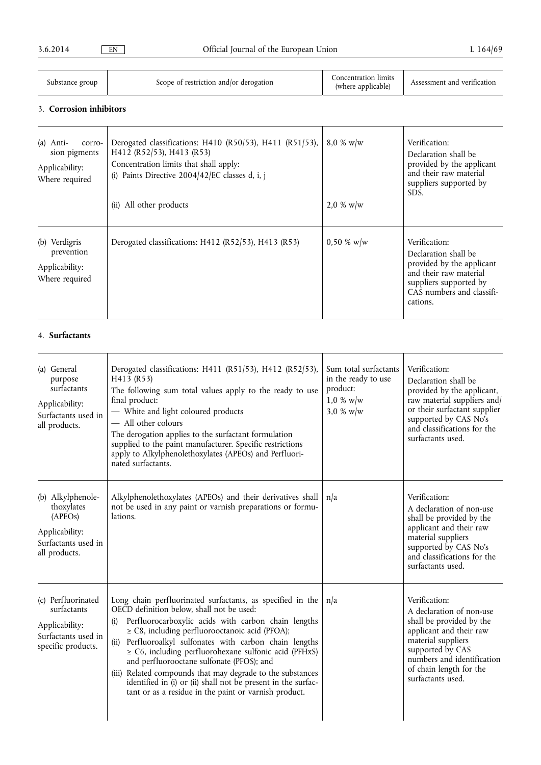| Substance group | Scope of restriction and/or derogation | Concentration limits (where applicable) | Assessment and verification |
|---|---|---|---|
| **3. Corrosion inhibitors** | | | |
| (a) Anti- corrosion pigments<br><br>Applicability:<br>Where required | Derogated classifications: H410 (R50/53), H411 (R51/53), H412 (R52/53), H413 (R53)<br>Concentration limits that shall apply:<br>(i) Paints Directive 2004/42/EC classes d, i, j<br><br>(ii) All other products | 8,0 % w/w<br><br><br><br>2,0 % w/w | Verification:<br>Declaration shall be provided by the applicant and their raw material suppliers supported by SDS. |
| (b) Verdigris prevention<br><br>Applicability:<br>Where required | Derogated classifications: H412 (R52/53), H413 (R53) | 0,50 % w/w | Verification:<br>Declaration shall be provided by the applicant and their raw material suppliers supported by CAS numbers and classifications. |
| **4. Surfactants** | | | |
| (a) General purpose surfactants<br><br>Applicability:<br>Surfactants used in all products. | Derogated classifications: H411 (R51/53), H412 (R52/53), H413 (R53)<br>The following sum total values apply to the ready to use final product:<br>— White and light coloured products<br>— All other colours<br>The derogation applies to the surfactant formulation supplied to the paint manufacturer. Specific restrictions apply to Alkylphenolethoxylates (APEOs) and Perfluorinated surfactants. | Sum total surfactants in the ready to use product:<br>1,0 % w/w<br>3,0 % w/w | Verification:<br>Declaration shall be provided by the applicant, raw material suppliers and/or their surfactant supplier supported by CAS No's and classifications for the surfactants used. |
| (b) Alkylphenolethoxylates (APEOs)<br><br>Applicability:<br>Surfactants used in all products. | Alkylphenolethoxylates (APEOs) and their derivatives shall not be used in any paint or varnish preparations or formulations. | n/a | Verification:<br>A declaration of non-use shall be provided by the applicant and their raw material suppliers supported by CAS No's and classifications for the surfactants used. |
| (c) Perfluorinated surfactants<br><br>Applicability:<br>Surfactants used in specific products. | Long chain perfluorinated surfactants, as specified in the OECD definition below, shall not be used:<br>(i) Perfluorocarboxylic acids with carbon chain lengths ≥ C8, including perfluorooctanoic acid (PFOA);<br>(ii) Perfluoroalkyl sulfonates with carbon chain lengths ≥ C6, including perfluorohexane sulfonic acid (PFHxS) and perfluorooctane sulfonate (PFOS); and<br>(iii) Related compounds that may degrade to the substances identified in (i) or (ii) shall not be present in the surfactant or as a residue in the paint or varnish product. | n/a | Verification:<br>A declaration of non-use shall be provided by the applicant and their raw material suppliers supported by CAS numbers and identification of chain length for the surfactants used. |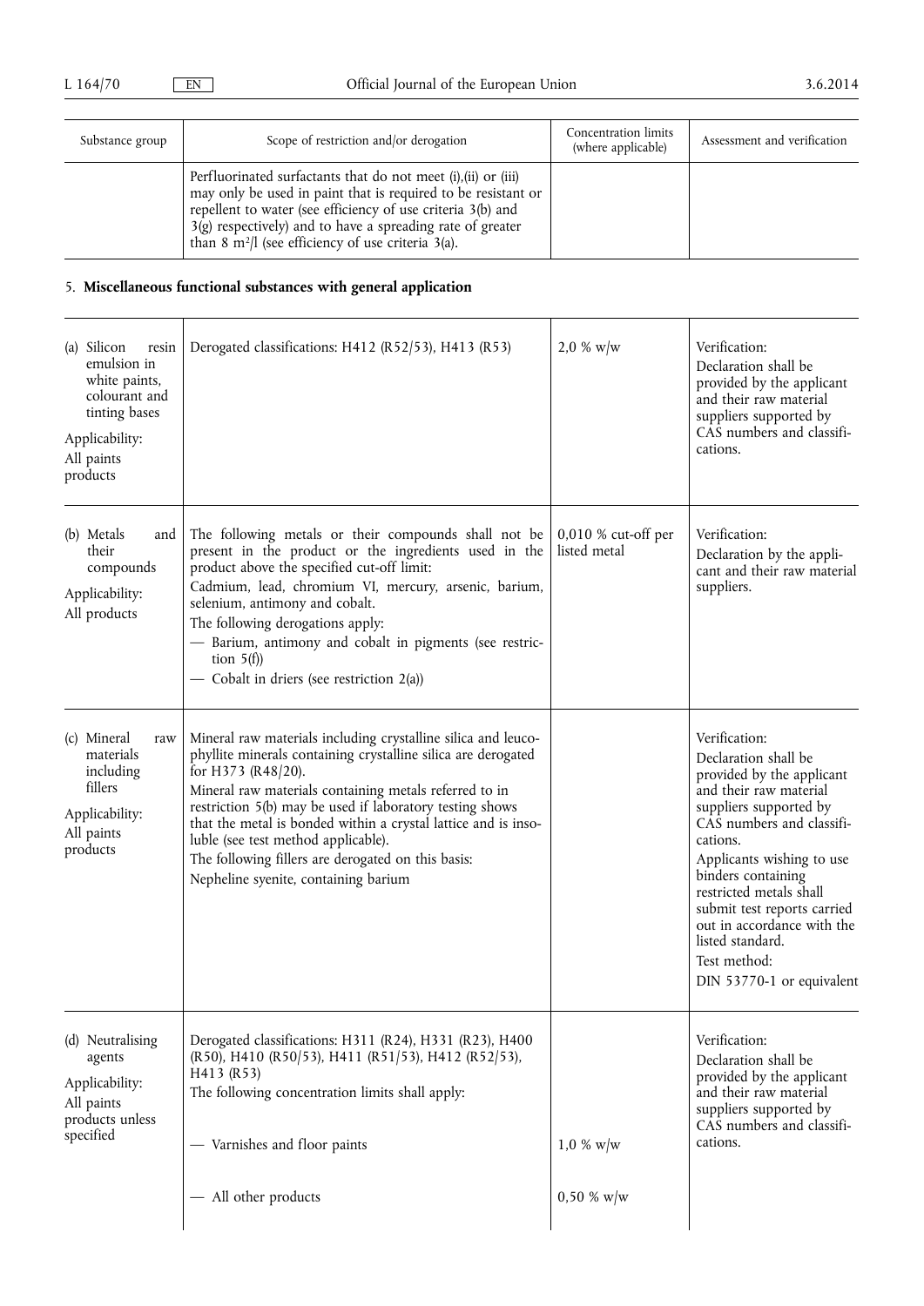| Substance group | Scope of restriction and/or derogation | Concentration limits (where applicable) | Assessment and verification |
|---|---|---|---|
| | Perfluorinated surfactants that do not meet (i),(ii) or (iii) may only be used in paint that is required to be resistant or repellent to water (see efficiency of use criteria 3(b) and 3(g) respectively) and to have a spreading rate of greater than 8 $m^2/l$ (see efficiency of use criteria 3(a). | | |

5. **Miscellaneous functional substances with general application**

| Substance group | Scope of restriction and/or derogation | Concentration limits (where applicable) | Assessment and verification |
|---|---|---|---|
| (a) Silicon resin emulsion in white paints, colourant and tinting bases<br><br>Applicability:<br>All paints products | Derogated classifications: H412 (R52/53), H413 (R53) | 2,0 % w/w | Verification:<br>Declaration shall be provided by the applicant and their raw material suppliers supported by CAS numbers and classifications. |
| (b) Metals and their compounds<br><br>Applicability:<br>All products | The following metals or their compounds shall not be present in the product or the ingredients used in the product above the specified cut-off limit:<br>Cadmium, lead, chromium VI, mercury, arsenic, barium, selenium, antimony and cobalt.<br>The following derogations apply:<br>— Barium, antimony and cobalt in pigments (see restriction 5(f))<br>— Cobalt in driers (see restriction 2(a)) | 0,010 % cut-off per listed metal | Verification:<br>Declaration by the applicant and their raw material suppliers. |
| (c) Mineral raw materials including fillers<br><br>Applicability:<br>All paints products | Mineral raw materials including crystalline silica and leucophyllite minerals containing crystalline silica are derogated for H373 (R48/20).<br>Mineral raw materials containing metals referred to in restriction 5(b) may be used if laboratory testing shows that the metal is bonded within a crystal lattice and is insoluble (see test method applicable).<br>The following fillers are derogated on this basis:<br>Nepheline syenite, containing barium | | Verification:<br>Declaration shall be provided by the applicant and their raw material suppliers supported by CAS numbers and classifications.<br>Applicants wishing to use binders containing restricted metals shall submit test reports carried out in accordance with the listed standard.<br>Test method:<br>DIN 53770-1 or equivalent |
| (d) Neutralising agents<br><br>Applicability:<br>All paints products unless specified | Derogated classifications: H311 (R24), H331 (R23), H400 (R50), H410 (R50/53), H411 (R51/53), H412 (R52/53), H413 (R53)<br>The following concentration limits shall apply: | | Verification:<br>Declaration shall be provided by the applicant and their raw material suppliers supported by CAS numbers and classifications. |
| | — Varnishes and floor paints | 1,0 % w/w | |
| | — All other products | 0,50 % w/w | |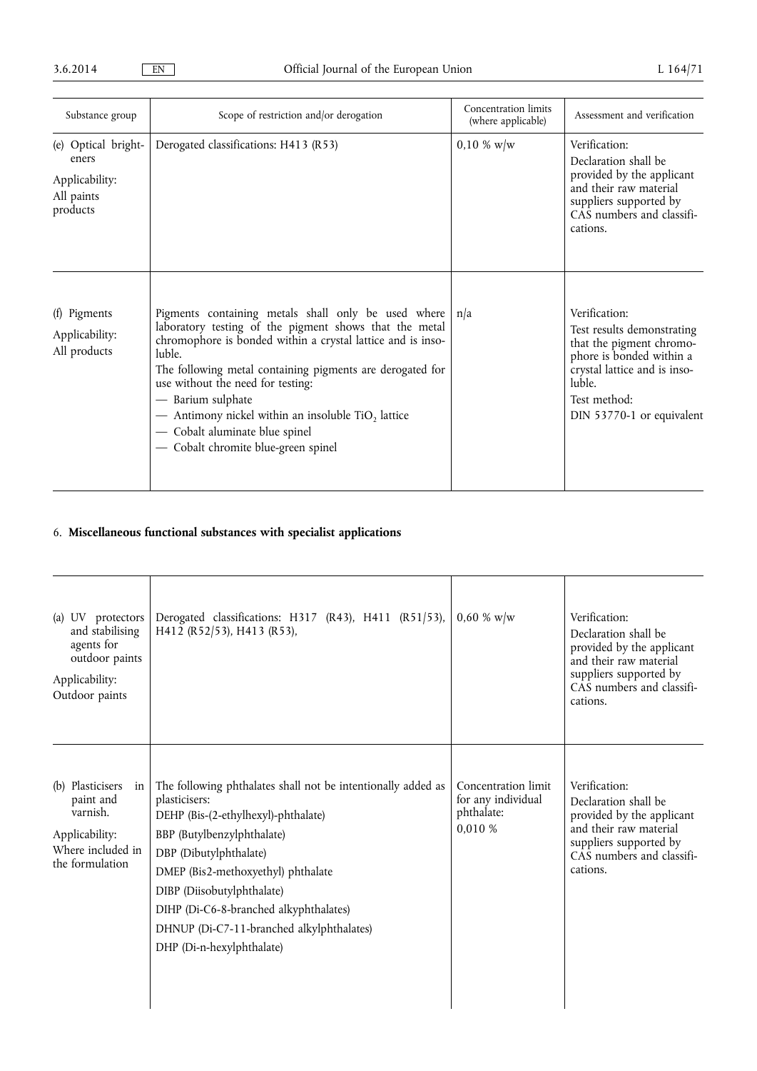| Substance group | Scope of restriction and/or derogation | Concentration limits (where applicable) | Assessment and verification |
|---|---|---|---|
| (e) Optical brighteners<br><br>Applicability:<br>All paints products | Derogated classifications: H413 (R53) | 0,10 % w/w | Verification:<br>Declaration shall be provided by the applicant and their raw material suppliers supported by CAS numbers and classifications. |
| (f) Pigments<br><br>Applicability:<br>All products | Pigments containing metals shall only be used where laboratory testing of the pigment shows that the metal chromophore is bonded within a crystal lattice and is insoluble.<br>The following metal containing pigments are derogated for use without the need for testing:<br>— Barium sulphate<br>— Antimony nickel within an insoluble $TiO_2$ lattice<br>— Cobalt aluminate blue spinel<br>— Cobalt chromite blue-green spinel | n/a | Verification:<br>Test results demonstrating that the pigment chromophore is bonded within a crystal lattice and is insoluble.<br>Test method:<br>DIN 53770-1 or equivalent |

6. **Miscellaneous functional substances with specialist applications**

| | | | |
|---|---|---|---|
| (a) UV protectors and stabilising agents for outdoor paints<br><br>Applicability:<br>Outdoor paints | Derogated classifications: H317 (R43), H411 (R51/53), H412 (R52/53), H413 (R53), | 0,60 % w/w | Verification:<br>Declaration shall be provided by the applicant and their raw material suppliers supported by CAS numbers and classifications. |
| (b) Plasticisers in paint and varnish.<br><br>Applicability:<br>Where included in the formulation | The following phthalates shall not be intentionally added as plasticisers:<br>DEHP (Bis-(2-ethylhexyl)-phthalate)<br>BBP (Butylbenzylphthalate)<br>DBP (Dibutylphthalate)<br>DMEP (Bis2-methoxyethyl) phthalate<br>DIBP (Diisobutylphthalate)<br>DIHP (Di-C6-8-branched alkyphthalates)<br>DHNUP (Di-C7-11-branched alkylphthalates)<br>DHP (Di-n-hexylphthalate) | Concentration limit for any individual phthalate:<br>0,010 % | Verification:<br>Declaration shall be provided by the applicant and their raw material suppliers supported by CAS numbers and classifications. |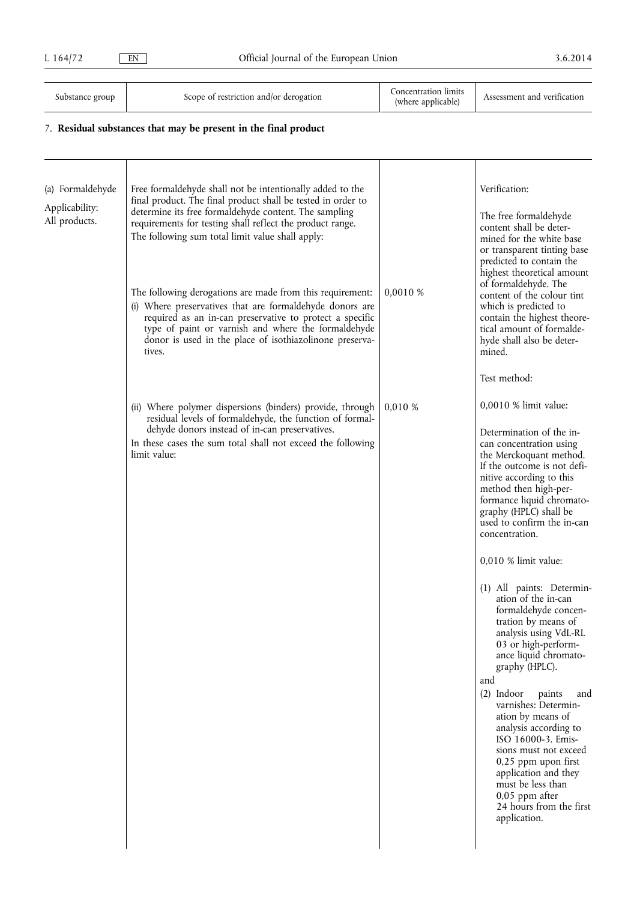| Substance group | Scope of restriction and/or derogation | Concentration limits (where applicable) | Assessment and verification |
|---|---|---|---|

7. **Residual substances that may be present in the final product**

| Substance group | Scope of restriction and/or derogation | Concentration limits (where applicable) | Assessment and verification |
|---|---|---|---|
| (a) Formaldehyde<br><br>Applicability: All products. | Free formaldehyde shall not be intentionally added to the final product. The final product shall be tested in order to determine its free formaldehyde content. The sampling requirements for testing shall reflect the product range. The following sum total limit value shall apply:<br><br>The following derogations are made from this requirement:<br>(i) Where preservatives that are formaldehyde donors are required as an in-can preservative to protect a specific type of paint or varnish and where the formaldehyde donor is used in the place of isothiazolinone preservatives.<br><br>(ii) Where polymer dispersions (binders) provide, through residual levels of formaldehyde, the function of formaldehyde donors instead of in-can preservatives.<br>In these cases the sum total shall not exceed the following limit value: | 0,0010 %<br><br>0,010 % | Verification:<br><br>The free formaldehyde content shall be determined for the white base or transparent tinting base predicted to contain the highest theoretical amount of formaldehyde. The content of the colour tint which is predicted to contain the highest theoretical amount of formaldehyde shall also be determined.<br><br>Test method:<br><br>0,0010 % limit value:<br><br>Determination of the in-can concentration using the Merckoquant method. If the outcome is not definitive according to this method then high-performance liquid chromatography (HPLC) shall be used to confirm the in-can concentration.<br><br>0,010 % limit value:<br><br>(1) All paints: Determination of the in-can formaldehyde concentration by means of analysis using VdL-RL 03 or high-performance liquid chromatography (HPLC).<br>and<br>(2) Indoor paints and varnishes: Determination by means of analysis according to ISO 16000-3. Emissions must not exceed 0,25 ppm upon first application and they must be less than 0,05 ppm after 24 hours from the first application. |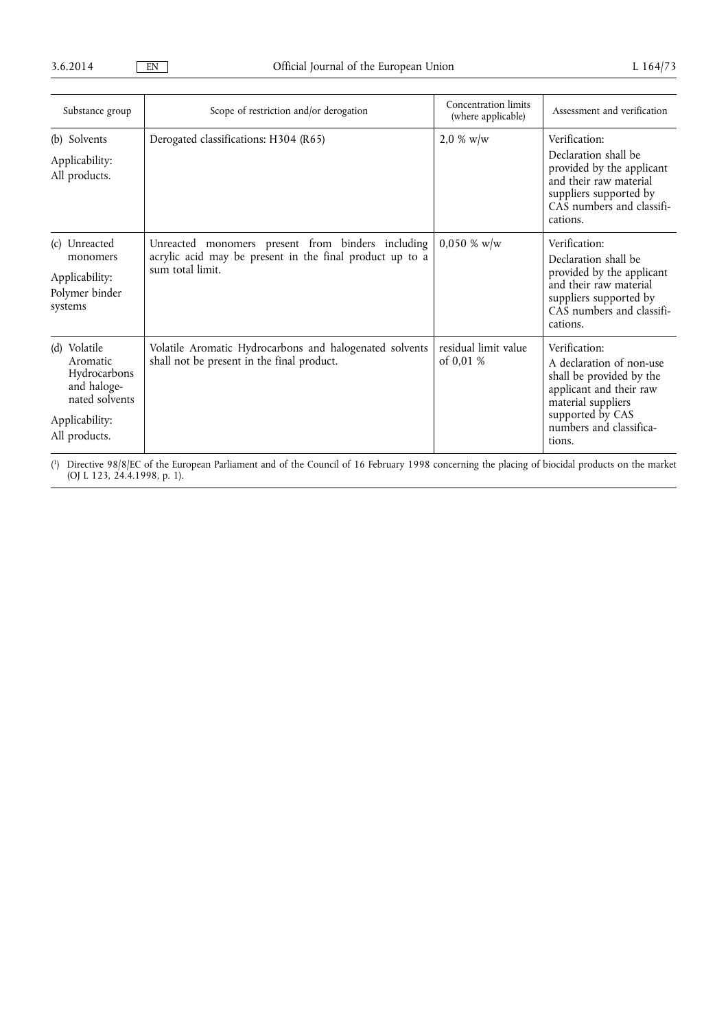| Substance group | Scope of restriction and/or derogation | Concentration limits (where applicable) | Assessment and verification |
|---|---|---|---|
| (b) Solvents<br><br>Applicability: All products. | Derogated classifications: H304 (R65) | 2,0 % w/w | Verification:<br>Declaration shall be provided by the applicant and their raw material suppliers supported by CAS numbers and classifications. |
| (c) Unreacted monomers<br><br>Applicability: Polymer binder systems | Unreacted monomers present from binders including acrylic acid may be present in the final product up to a sum total limit. | 0,050 % w/w | Verification:<br>Declaration shall be provided by the applicant and their raw material suppliers supported by CAS numbers and classifications. |
| (d) Volatile Aromatic Hydrocarbons and halogenated solvents<br><br>Applicability: All products. | Volatile Aromatic Hydrocarbons and halogenated solvents shall not be present in the final product. | residual limit value of 0,01 % | Verification:<br>A declaration of non-use shall be provided by the applicant and their raw material suppliers supported by CAS numbers and classifications. |

[1] Directive 98/8/EC of the European Parliament and of the Council of 16 February 1998 concerning the placing of biocidal products on the market (OJ L 123, 24.4.1998, p. 1).